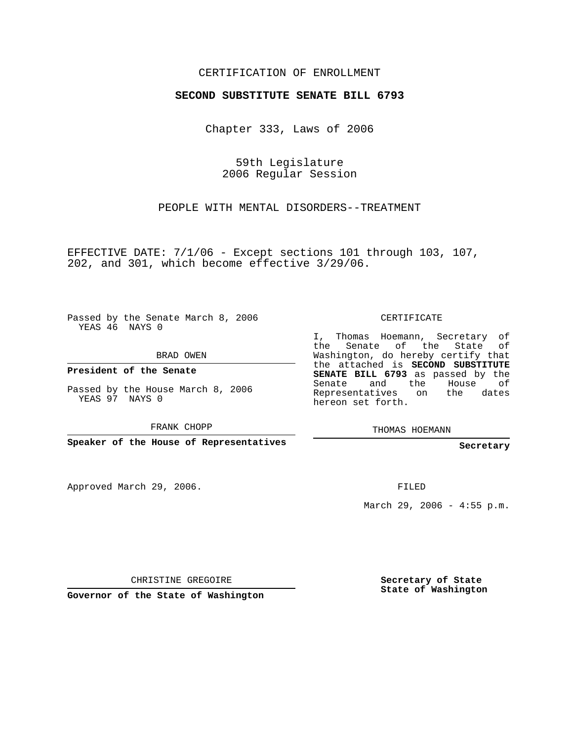CERTIFICATION OF ENROLLMENT

**SECOND SUBSTITUTE SENATE BILL 6793**

Chapter 333, Laws of 2006

59th Legislature
2006 Regular Session

PEOPLE WITH MENTAL DISORDERS--TREATMENT

EFFECTIVE DATE: 7/1/06 - Except sections 101 through 103, 107, 202, and 301, which become effective 3/29/06.

Passed by the Senate March 8, 2006
YEAS 46 NAYS 0

BRAD OWEN

**President of the Senate**

Passed by the House March 8, 2006
YEAS 97 NAYS 0

FRANK CHOPP

**Speaker of the House of Representatives**

CERTIFICATE

I, Thomas Hoemann, Secretary of the Senate of the State of Washington, do hereby certify that the attached is **SECOND SUBSTITUTE SENATE BILL 6793** as passed by the Senate and the House of Representatives on the dates hereon set forth.

THOMAS HOEMANN

**Secretary**

Approved March 29, 2006.

FILED

March 29, 2006 - 4:55 p.m.

CHRISTINE GREGOIRE

**Governor of the State of Washington**

**Secretary of State**
**State of Washington**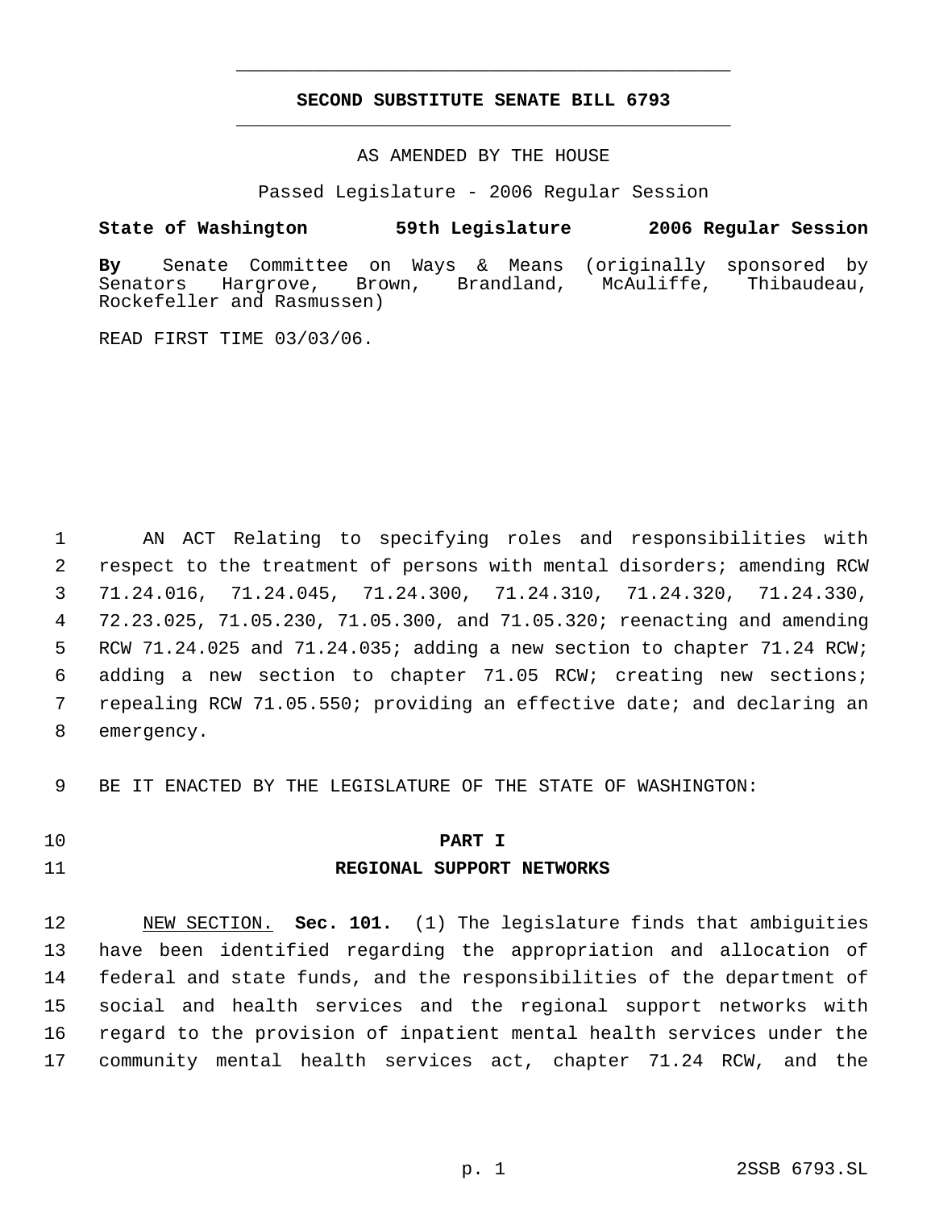# SECOND SUBSTITUTE SENATE BILL 6793

AS AMENDED BY THE HOUSE

Passed Legislature - 2006 Regular Session

**State of Washington 59th Legislature 2006 Regular Session**

**By** Senate Committee on Ways & Means (originally sponsored by Senators Hargrove, Brown, Brandland, McAuliffe, Thibaudeau, Rockefeller and Rasmussen)

READ FIRST TIME 03/03/06.

AN ACT Relating to specifying roles and responsibilities with respect to the treatment of persons with mental disorders; amending RCW 71.24.016, 71.24.045, 71.24.300, 71.24.310, 71.24.320, 71.24.330, 72.23.025, 71.05.230, 71.05.300, and 71.05.320; reenacting and amending RCW 71.24.025 and 71.24.035; adding a new section to chapter 71.24 RCW; adding a new section to chapter 71.05 RCW; creating new sections; repealing RCW 71.05.550; providing an effective date; and declaring an emergency.

BE IT ENACTED BY THE LEGISLATURE OF THE STATE OF WASHINGTON:

## PART I
## REGIONAL SUPPORT NETWORKS

NEW SECTION. **Sec. 101.** (1) The legislature finds that ambiguities have been identified regarding the appropriation and allocation of federal and state funds, and the responsibilities of the department of social and health services and the regional support networks with regard to the provision of inpatient mental health services under the community mental health services act, chapter 71.24 RCW, and the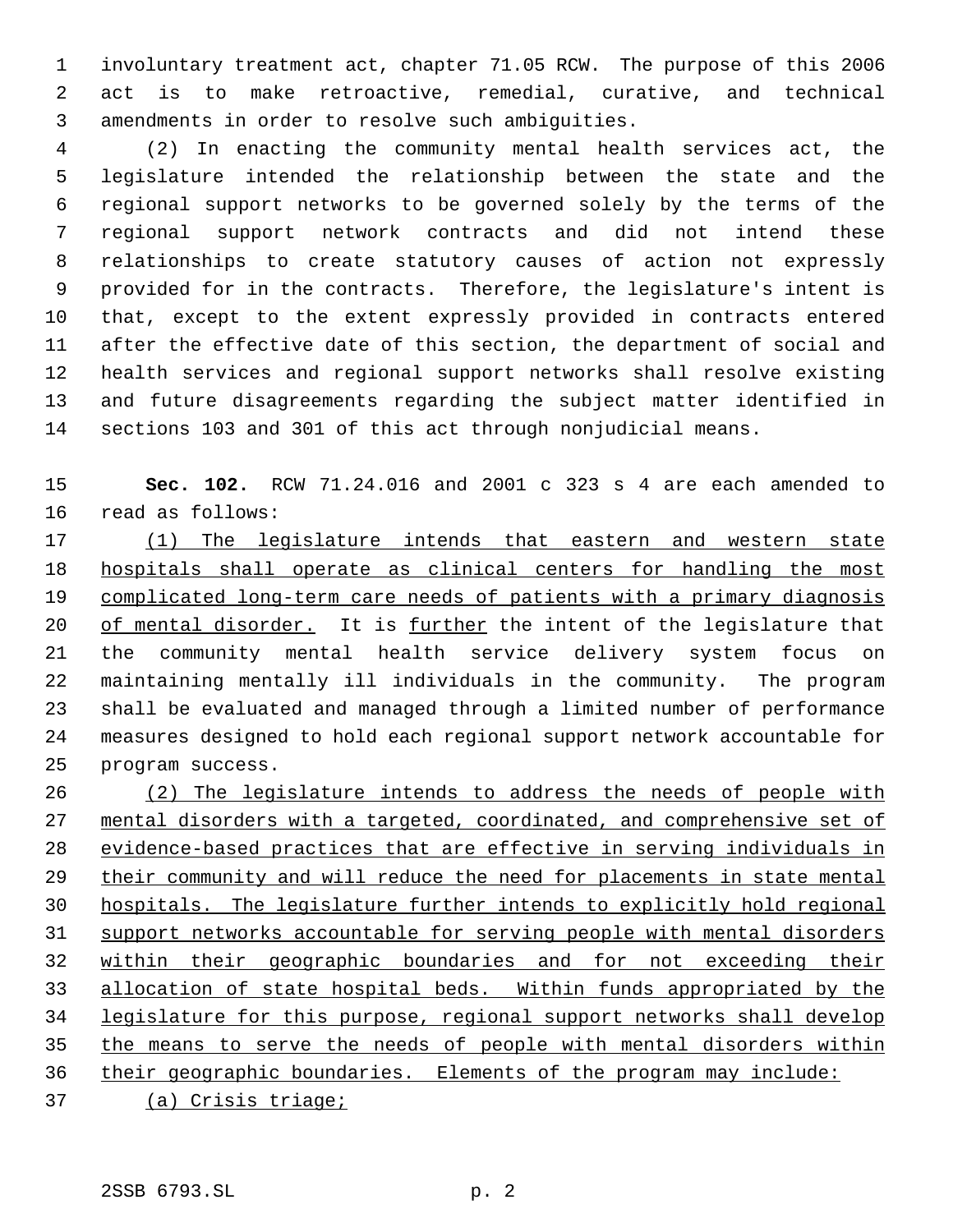involuntary treatment act, chapter 71.05 RCW. The purpose of this 2006 act is to make retroactive, remedial, curative, and technical amendments in order to resolve such ambiguities.

(2) In enacting the community mental health services act, the legislature intended the relationship between the state and the regional support networks to be governed solely by the terms of the regional support network contracts and did not intend these relationships to create statutory causes of action not expressly provided for in the contracts. Therefore, the legislature's intent is that, except to the extent expressly provided in contracts entered after the effective date of this section, the department of social and health services and regional support networks shall resolve existing and future disagreements regarding the subject matter identified in sections 103 and 301 of this act through nonjudicial means.

**Sec. 102.** RCW 71.24.016 and 2001 c 323 s 4 are each amended to read as follows:

(1) The legislature intends that eastern and western state hospitals shall operate as clinical centers for handling the most complicated long-term care needs of patients with a primary diagnosis of mental disorder. It is further the intent of the legislature that the community mental health service delivery system focus on maintaining mentally ill individuals in the community. The program shall be evaluated and managed through a limited number of performance measures designed to hold each regional support network accountable for program success.

(2) The legislature intends to address the needs of people with mental disorders with a targeted, coordinated, and comprehensive set of evidence-based practices that are effective in serving individuals in their community and will reduce the need for placements in state mental hospitals. The legislature further intends to explicitly hold regional support networks accountable for serving people with mental disorders within their geographic boundaries and for not exceeding their allocation of state hospital beds. Within funds appropriated by the legislature for this purpose, regional support networks shall develop the means to serve the needs of people with mental disorders within their geographic boundaries. Elements of the program may include:

(a) Crisis triage;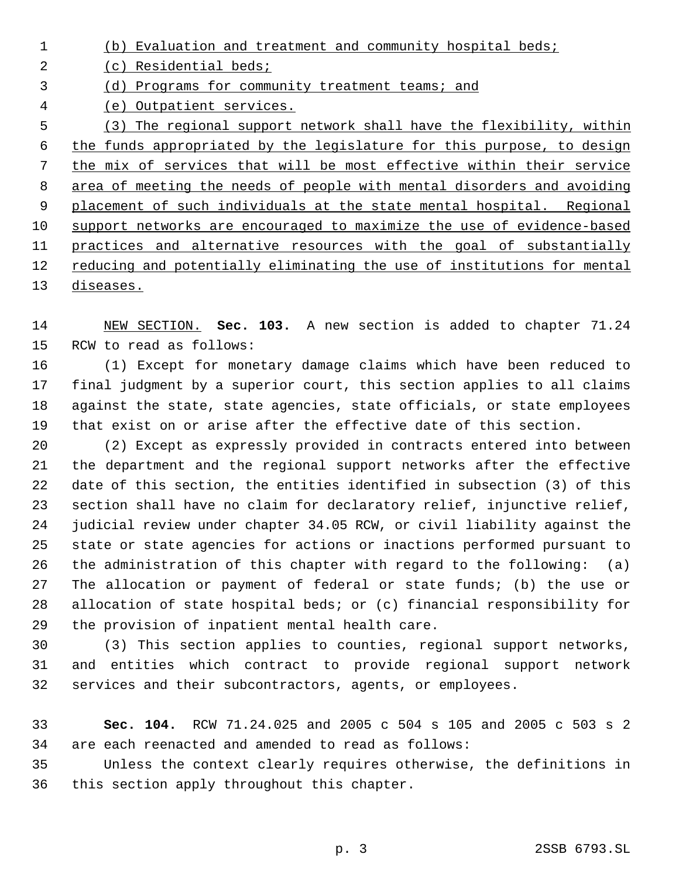(b) Evaluation and treatment and community hospital beds;

(c) Residential beds;

(d) Programs for community treatment teams; and

(e) Outpatient services.

(3) The regional support network shall have the flexibility, within the funds appropriated by the legislature for this purpose, to design the mix of services that will be most effective within their service area of meeting the needs of people with mental disorders and avoiding placement of such individuals at the state mental hospital. Regional support networks are encouraged to maximize the use of evidence-based practices and alternative resources with the goal of substantially reducing and potentially eliminating the use of institutions for mental diseases.

NEW SECTION. **Sec. 103.** A new section is added to chapter 71.24 RCW to read as follows:

(1) Except for monetary damage claims which have been reduced to final judgment by a superior court, this section applies to all claims against the state, state agencies, state officials, or state employees that exist on or arise after the effective date of this section.

(2) Except as expressly provided in contracts entered into between the department and the regional support networks after the effective date of this section, the entities identified in subsection (3) of this section shall have no claim for declaratory relief, injunctive relief, judicial review under chapter 34.05 RCW, or civil liability against the state or state agencies for actions or inactions performed pursuant to the administration of this chapter with regard to the following: (a) The allocation or payment of federal or state funds; (b) the use or allocation of state hospital beds; or (c) financial responsibility for the provision of inpatient mental health care.

(3) This section applies to counties, regional support networks, and entities which contract to provide regional support network services and their subcontractors, agents, or employees.

**Sec. 104.** RCW 71.24.025 and 2005 c 504 s 105 and 2005 c 503 s 2 are each reenacted and amended to read as follows:

Unless the context clearly requires otherwise, the definitions in this section apply throughout this chapter.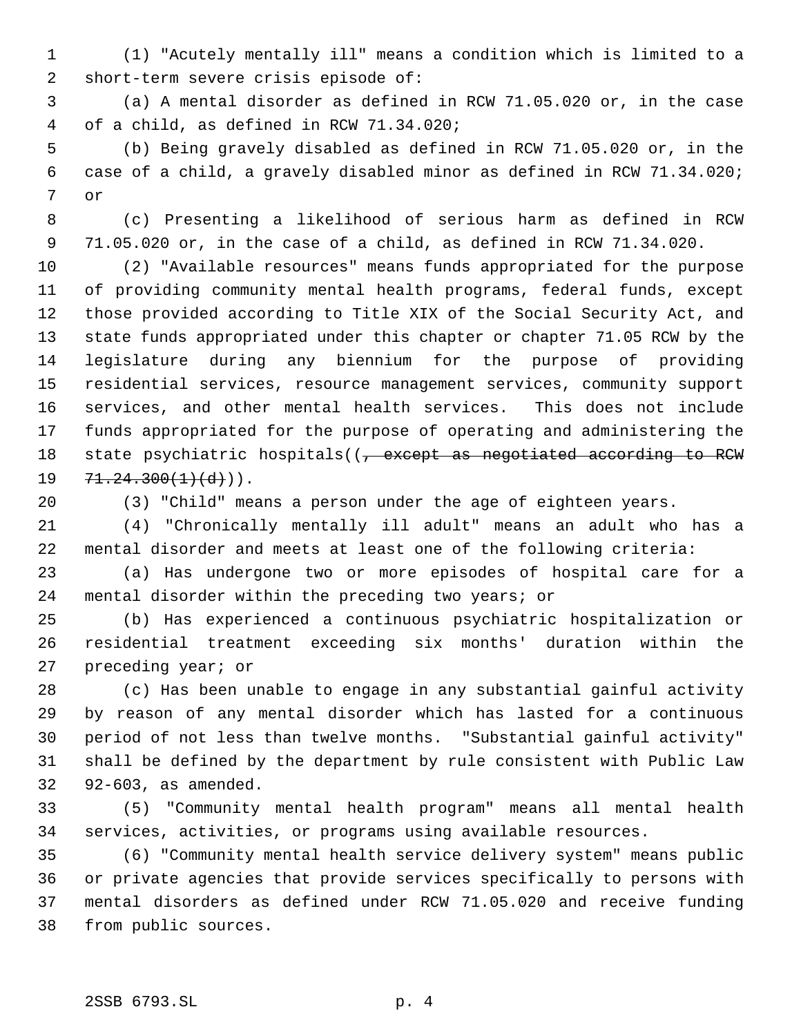(1) "Acutely mentally ill" means a condition which is limited to a short-term severe crisis episode of:

(a) A mental disorder as defined in RCW 71.05.020 or, in the case of a child, as defined in RCW 71.34.020;

(b) Being gravely disabled as defined in RCW 71.05.020 or, in the case of a child, a gravely disabled minor as defined in RCW 71.34.020; or

(c) Presenting a likelihood of serious harm as defined in RCW 71.05.020 or, in the case of a child, as defined in RCW 71.34.020.

(2) "Available resources" means funds appropriated for the purpose of providing community mental health programs, federal funds, except those provided according to Title XIX of the Social Security Act, and state funds appropriated under this chapter or chapter 71.05 RCW by the legislature during any biennium for the purpose of providing residential services, resource management services, community support services, and other mental health services. This does not include funds appropriated for the purpose of operating and administering the state psychiatric hospitals((~~, except as negotiated according to RCW 71.24.300(1)(d)~~)).

(3) "Child" means a person under the age of eighteen years.

(4) "Chronically mentally ill adult" means an adult who has a mental disorder and meets at least one of the following criteria:

(a) Has undergone two or more episodes of hospital care for a mental disorder within the preceding two years; or

(b) Has experienced a continuous psychiatric hospitalization or residential treatment exceeding six months' duration within the preceding year; or

(c) Has been unable to engage in any substantial gainful activity by reason of any mental disorder which has lasted for a continuous period of not less than twelve months. "Substantial gainful activity" shall be defined by the department by rule consistent with Public Law 92-603, as amended.

(5) "Community mental health program" means all mental health services, activities, or programs using available resources.

(6) "Community mental health service delivery system" means public or private agencies that provide services specifically to persons with mental disorders as defined under RCW 71.05.020 and receive funding from public sources.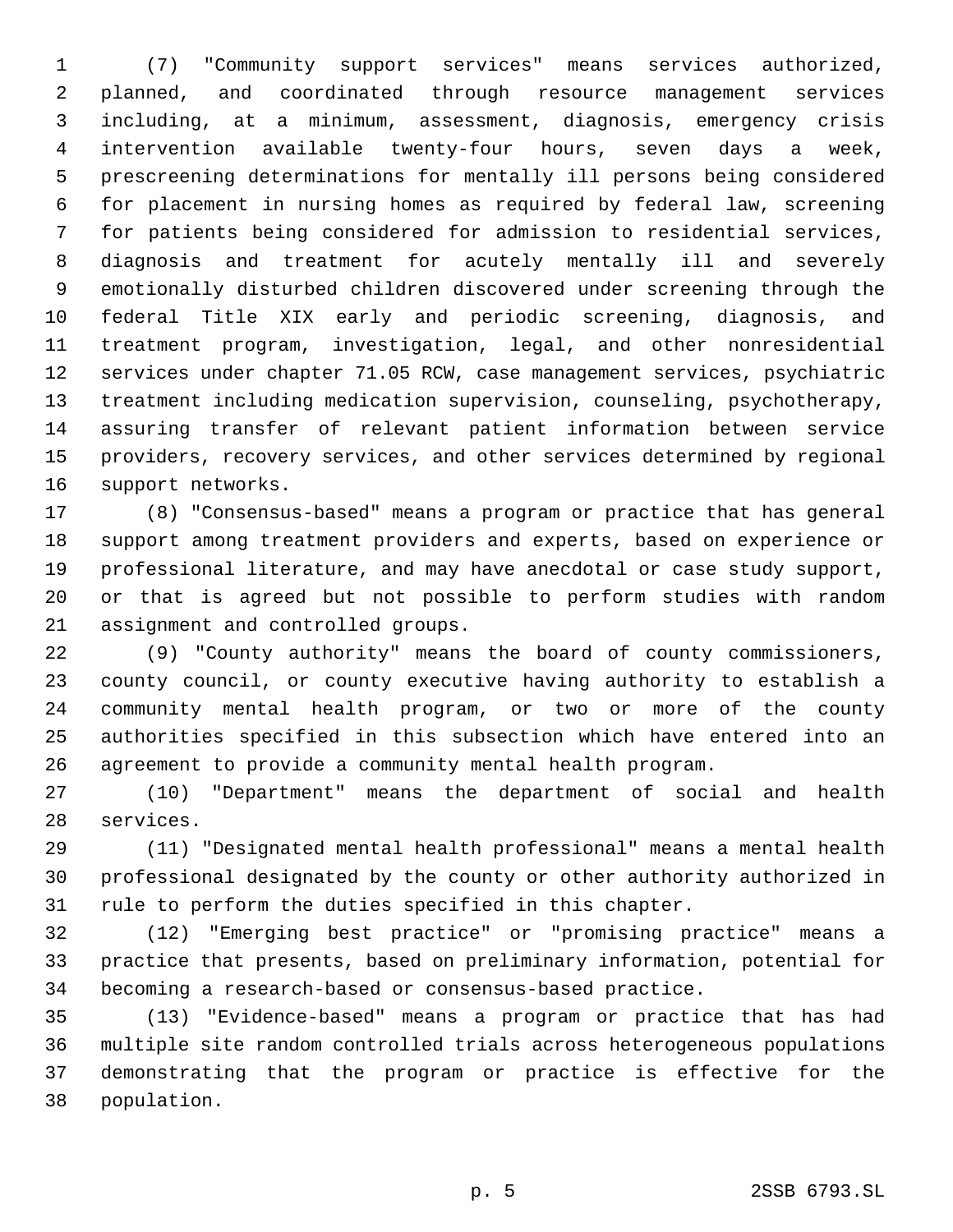(7) "Community support services" means services authorized, planned, and coordinated through resource management services including, at a minimum, assessment, diagnosis, emergency crisis intervention available twenty-four hours, seven days a week, prescreening determinations for mentally ill persons being considered for placement in nursing homes as required by federal law, screening for patients being considered for admission to residential services, diagnosis and treatment for acutely mentally ill and severely emotionally disturbed children discovered under screening through the federal Title XIX early and periodic screening, diagnosis, and treatment program, investigation, legal, and other nonresidential services under chapter 71.05 RCW, case management services, psychiatric treatment including medication supervision, counseling, psychotherapy, assuring transfer of relevant patient information between service providers, recovery services, and other services determined by regional support networks.

(8) "Consensus-based" means a program or practice that has general support among treatment providers and experts, based on experience or professional literature, and may have anecdotal or case study support, or that is agreed but not possible to perform studies with random assignment and controlled groups.

(9) "County authority" means the board of county commissioners, county council, or county executive having authority to establish a community mental health program, or two or more of the county authorities specified in this subsection which have entered into an agreement to provide a community mental health program.

(10) "Department" means the department of social and health services.

(11) "Designated mental health professional" means a mental health professional designated by the county or other authority authorized in rule to perform the duties specified in this chapter.

(12) "Emerging best practice" or "promising practice" means a practice that presents, based on preliminary information, potential for becoming a research-based or consensus-based practice.

(13) "Evidence-based" means a program or practice that has had multiple site random controlled trials across heterogeneous populations demonstrating that the program or practice is effective for the population.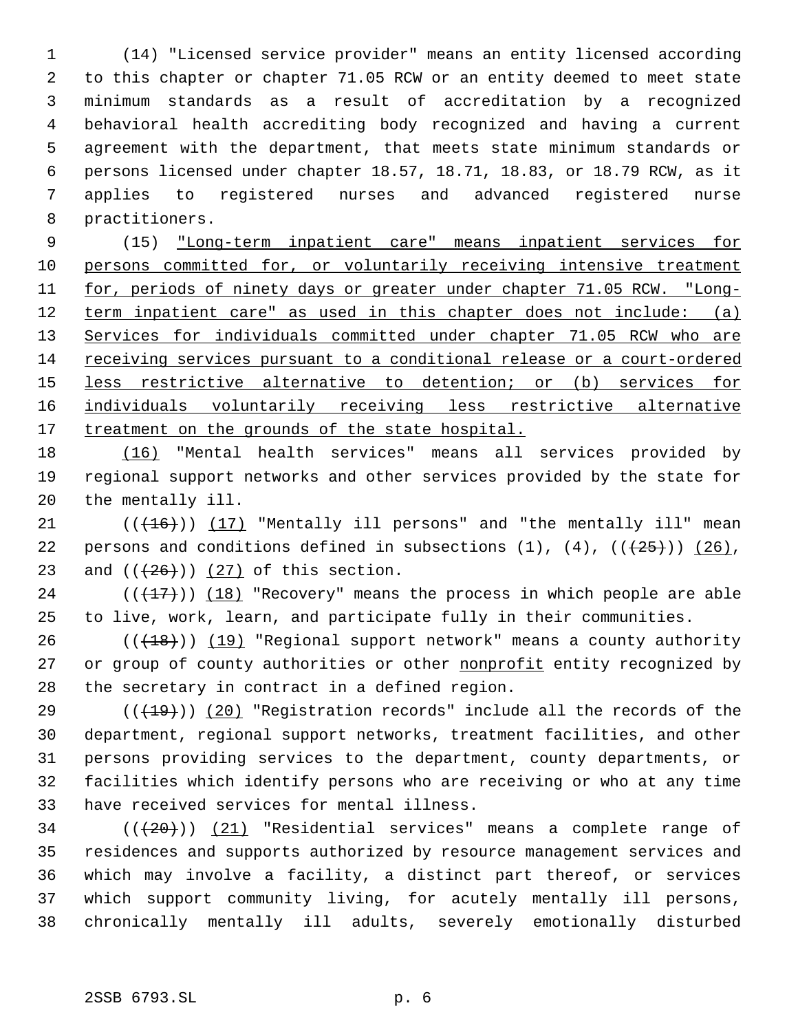(14) "Licensed service provider" means an entity licensed according to this chapter or chapter 71.05 RCW or an entity deemed to meet state minimum standards as a result of accreditation by a recognized behavioral health accrediting body recognized and having a current agreement with the department, that meets state minimum standards or persons licensed under chapter 18.57, 18.71, 18.83, or 18.79 RCW, as it applies to registered nurses and advanced registered nurse practitioners.

(15) <u>"Long-term inpatient care" means inpatient services for persons committed for, or voluntarily receiving intensive treatment for, periods of ninety days or greater under chapter 71.05 RCW. "Long-term inpatient care" as used in this chapter does not include: (a) Services for individuals committed under chapter 71.05 RCW who are receiving services pursuant to a conditional release or a court-ordered less restrictive alternative to detention; or (b) services for individuals voluntarily receiving less restrictive alternative treatment on the grounds of the state hospital.</u>

<u>(16)</u> "Mental health services" means all services provided by regional support networks and other services provided by the state for the mentally ill.

((~~(16)~~)) <u>(17)</u> "Mentally ill persons" and "the mentally ill" mean persons and conditions defined in subsections (1), (4), ((~~(25)~~)) <u>(26)</u>, and ((~~(26)~~)) <u>(27)</u> of this section.

((~~(17)~~)) <u>(18)</u> "Recovery" means the process in which people are able to live, work, learn, and participate fully in their communities.

((~~(18)~~)) <u>(19)</u> "Regional support network" means a county authority or group of county authorities or other <u>nonprofit</u> entity recognized by the secretary in contract in a defined region.

((~~(19)~~)) <u>(20)</u> "Registration records" include all the records of the department, regional support networks, treatment facilities, and other persons providing services to the department, county departments, or facilities which identify persons who are receiving or who at any time have received services for mental illness.

((~~(20)~~)) <u>(21)</u> "Residential services" means a complete range of residences and supports authorized by resource management services and which may involve a facility, a distinct part thereof, or services which support community living, for acutely mentally ill persons, chronically mentally ill adults, severely emotionally disturbed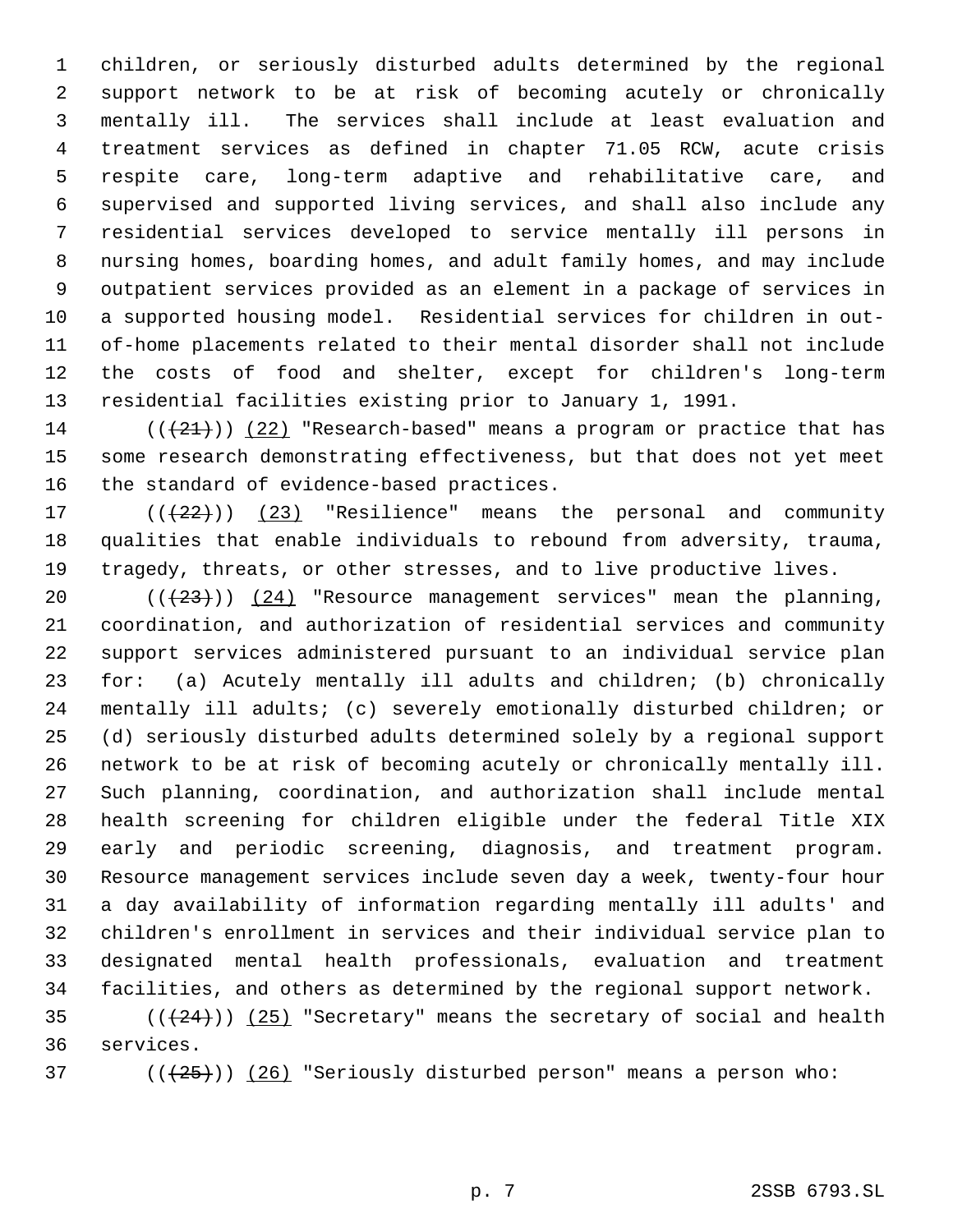children, or seriously disturbed adults determined by the regional support network to be at risk of becoming acutely or chronically mentally ill. The services shall include at least evaluation and treatment services as defined in chapter 71.05 RCW, acute crisis respite care, long-term adaptive and rehabilitative care, and supervised and supported living services, and shall also include any residential services developed to service mentally ill persons in nursing homes, boarding homes, and adult family homes, and may include outpatient services provided as an element in a package of services in a supported housing model. Residential services for children in out-of-home placements related to their mental disorder shall not include the costs of food and shelter, except for children's long-term residential facilities existing prior to January 1, 1991.

((~~(21)~~)) (22) "Research-based" means a program or practice that has some research demonstrating effectiveness, but that does not yet meet the standard of evidence-based practices.

((~~(22)~~)) (23) "Resilience" means the personal and community qualities that enable individuals to rebound from adversity, trauma, tragedy, threats, or other stresses, and to live productive lives.

((~~(23)~~)) (24) "Resource management services" mean the planning, coordination, and authorization of residential services and community support services administered pursuant to an individual service plan for: (a) Acutely mentally ill adults and children; (b) chronically mentally ill adults; (c) severely emotionally disturbed children; or (d) seriously disturbed adults determined solely by a regional support network to be at risk of becoming acutely or chronically mentally ill. Such planning, coordination, and authorization shall include mental health screening for children eligible under the federal Title XIX early and periodic screening, diagnosis, and treatment program. Resource management services include seven day a week, twenty-four hour a day availability of information regarding mentally ill adults' and children's enrollment in services and their individual service plan to designated mental health professionals, evaluation and treatment facilities, and others as determined by the regional support network.

((~~(24)~~)) (25) "Secretary" means the secretary of social and health services.

((~~(25)~~)) (26) "Seriously disturbed person" means a person who: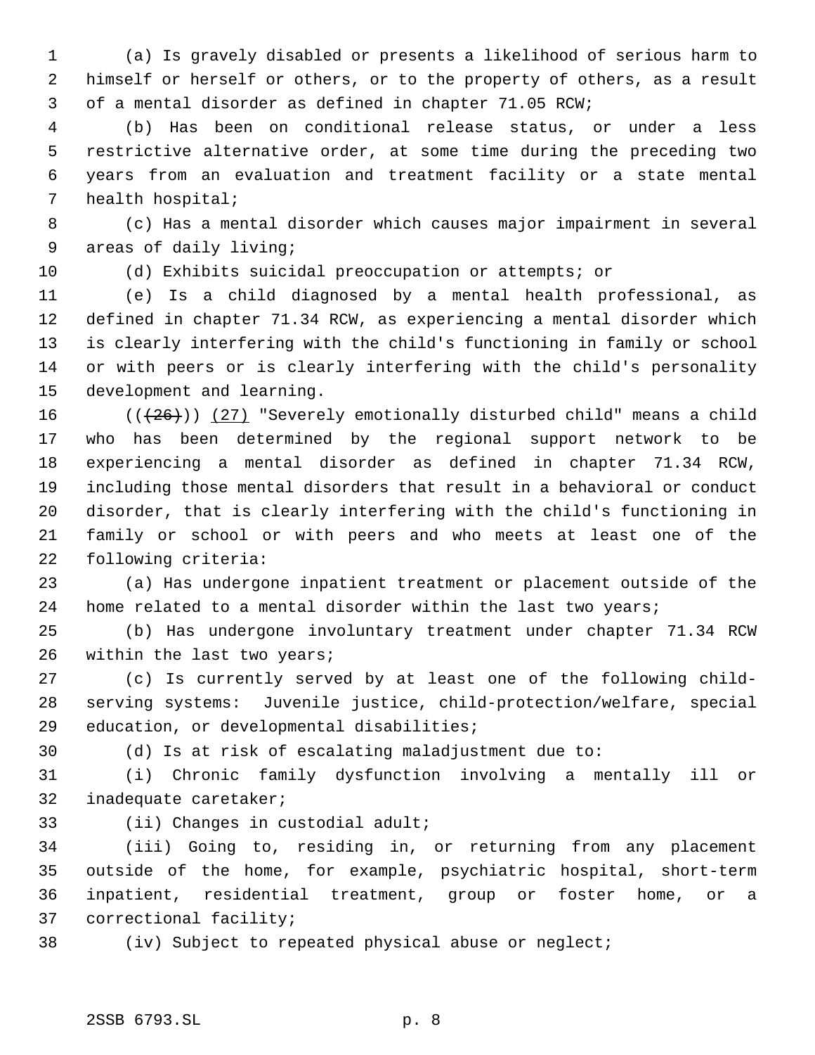(a) Is gravely disabled or presents a likelihood of serious harm to himself or herself or others, or to the property of others, as a result of a mental disorder as defined in chapter 71.05 RCW;

(b) Has been on conditional release status, or under a less restrictive alternative order, at some time during the preceding two years from an evaluation and treatment facility or a state mental health hospital;

(c) Has a mental disorder which causes major impairment in several areas of daily living;

(d) Exhibits suicidal preoccupation or attempts; or

(e) Is a child diagnosed by a mental health professional, as defined in chapter 71.34 RCW, as experiencing a mental disorder which is clearly interfering with the child's functioning in family or school or with peers or is clearly interfering with the child's personality development and learning.

(( ~~(26)~~ )) <u>(27)</u> "Severely emotionally disturbed child" means a child who has been determined by the regional support network to be experiencing a mental disorder as defined in chapter 71.34 RCW, including those mental disorders that result in a behavioral or conduct disorder, that is clearly interfering with the child's functioning in family or school or with peers and who meets at least one of the following criteria:

(a) Has undergone inpatient treatment or placement outside of the home related to a mental disorder within the last two years;

(b) Has undergone involuntary treatment under chapter 71.34 RCW within the last two years;

(c) Is currently served by at least one of the following child-serving systems: Juvenile justice, child-protection/welfare, special education, or developmental disabilities;

(d) Is at risk of escalating maladjustment due to:

(i) Chronic family dysfunction involving a mentally ill or inadequate caretaker;

(ii) Changes in custodial adult;

(iii) Going to, residing in, or returning from any placement outside of the home, for example, psychiatric hospital, short-term inpatient, residential treatment, group or foster home, or a correctional facility;

(iv) Subject to repeated physical abuse or neglect;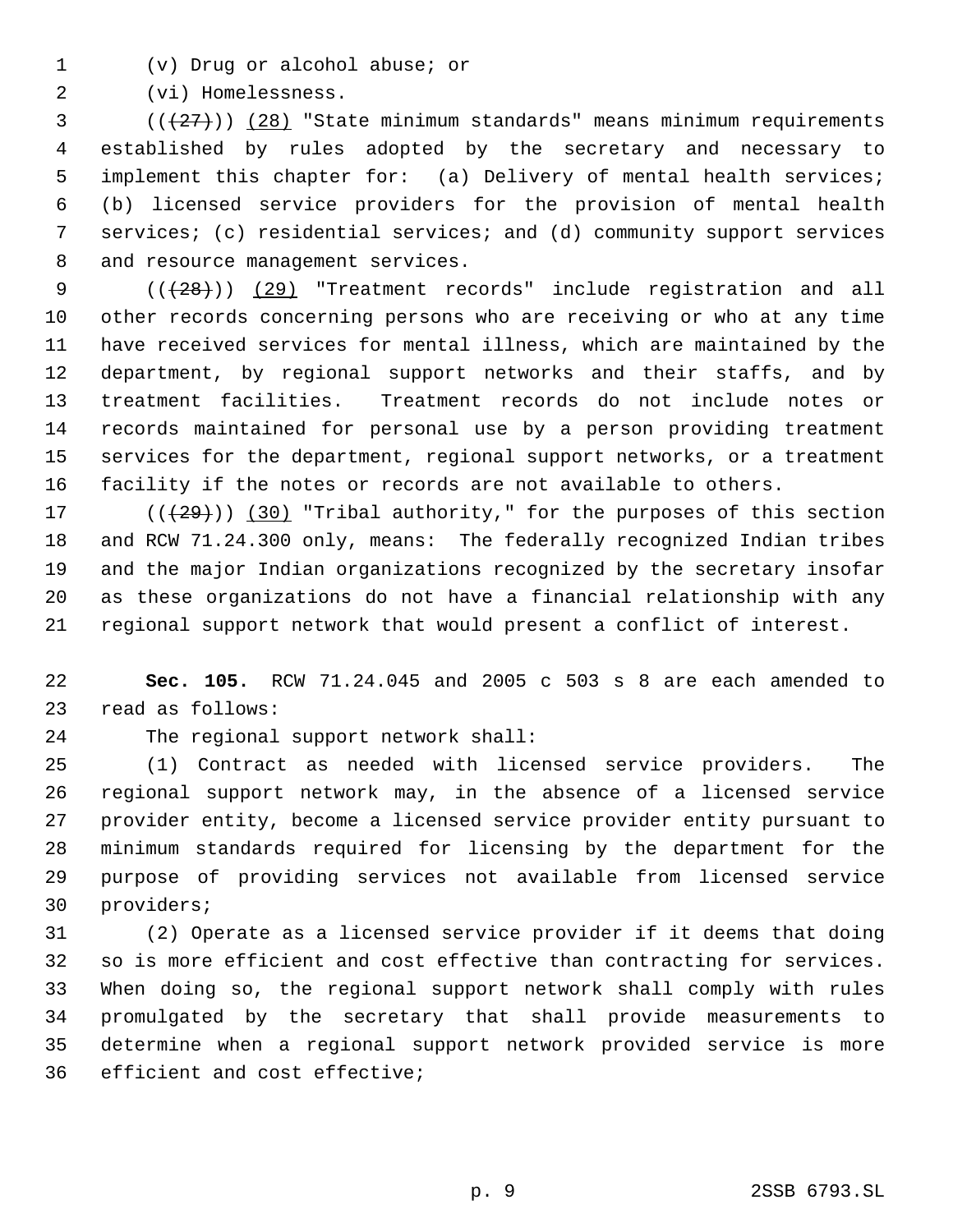(v) Drug or alcohol abuse; or

(vi) Homelessness.

(((27))) (28) "State minimum standards" means minimum requirements established by rules adopted by the secretary and necessary to implement this chapter for: (a) Delivery of mental health services; (b) licensed service providers for the provision of mental health services; (c) residential services; and (d) community support services and resource management services.

(((28))) (29) "Treatment records" include registration and all other records concerning persons who are receiving or who at any time have received services for mental illness, which are maintained by the department, by regional support networks and their staffs, and by treatment facilities. Treatment records do not include notes or records maintained for personal use by a person providing treatment services for the department, regional support networks, or a treatment facility if the notes or records are not available to others.

(((29))) (30) "Tribal authority," for the purposes of this section and RCW 71.24.300 only, means: The federally recognized Indian tribes and the major Indian organizations recognized by the secretary insofar as these organizations do not have a financial relationship with any regional support network that would present a conflict of interest.

**Sec. 105.** RCW 71.24.045 and 2005 c 503 s 8 are each amended to read as follows:

The regional support network shall:

(1) Contract as needed with licensed service providers. The regional support network may, in the absence of a licensed service provider entity, become a licensed service provider entity pursuant to minimum standards required for licensing by the department for the purpose of providing services not available from licensed service providers;

(2) Operate as a licensed service provider if it deems that doing so is more efficient and cost effective than contracting for services. When doing so, the regional support network shall comply with rules promulgated by the secretary that shall provide measurements to determine when a regional support network provided service is more efficient and cost effective;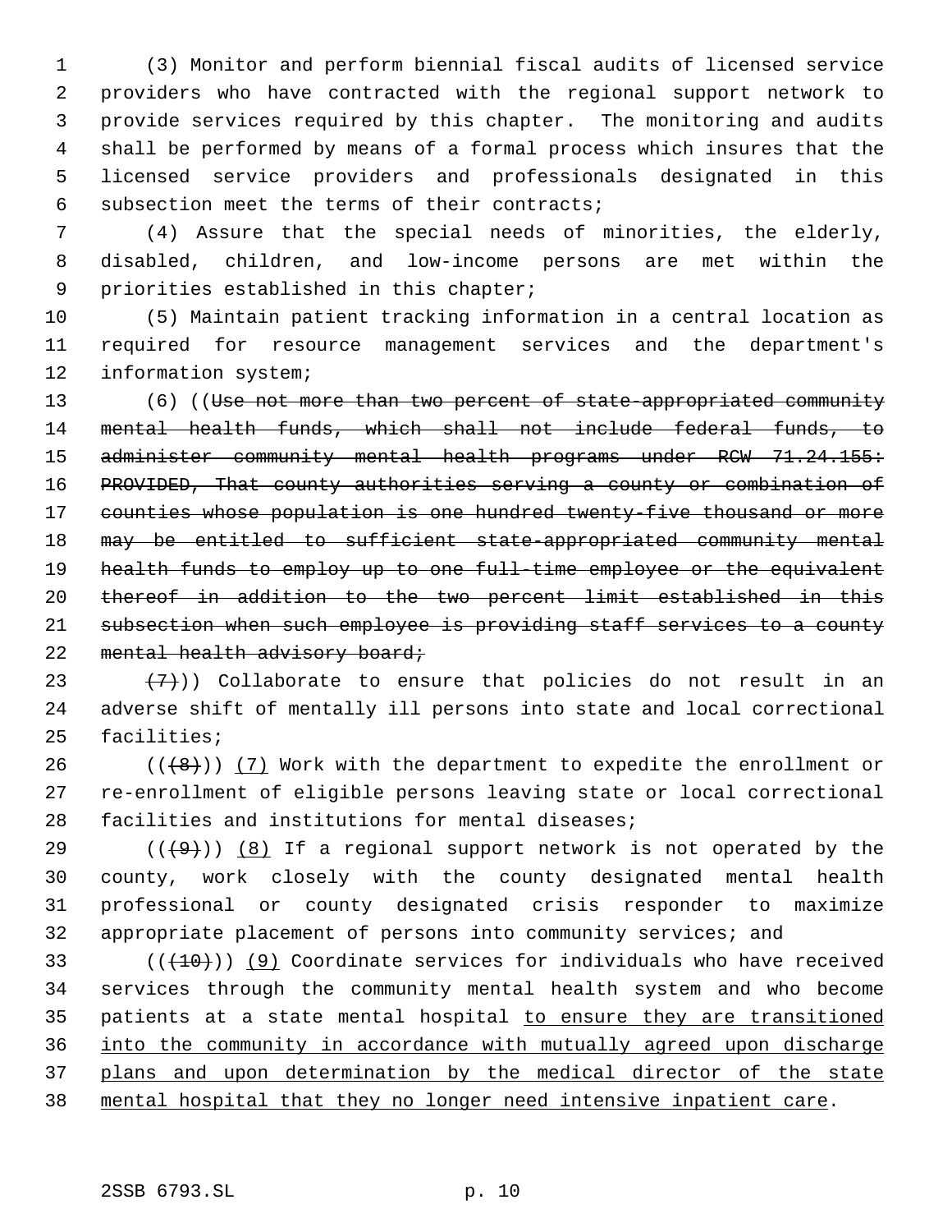(3) Monitor and perform biennial fiscal audits of licensed service providers who have contracted with the regional support network to provide services required by this chapter. The monitoring and audits shall be performed by means of a formal process which insures that the licensed service providers and professionals designated in this subsection meet the terms of their contracts;

(4) Assure that the special needs of minorities, the elderly, disabled, children, and low-income persons are met within the priorities established in this chapter;

(5) Maintain patient tracking information in a central location as required for resource management services and the department's information system;

(6) ((~~Use not more than two percent of state-appropriated community mental health funds, which shall not include federal funds, to administer community mental health programs under RCW 71.24.155: PROVIDED, That county authorities serving a county or combination of counties whose population is one hundred twenty-five thousand or more may be entitled to sufficient state-appropriated community mental health funds to employ up to one full-time employee or the equivalent thereof in addition to the two percent limit established in this subsection when such employee is providing staff services to a county mental health advisory board;~~

~~(7)~~)) Collaborate to ensure that policies do not result in an adverse shift of mentally ill persons into state and local correctional facilities;

((~~(8)~~)) <u>(7)</u> Work with the department to expedite the enrollment or re-enrollment of eligible persons leaving state or local correctional facilities and institutions for mental diseases;

((~~(9)~~)) <u>(8)</u> If a regional support network is not operated by the county, work closely with the county designated mental health professional or county designated crisis responder to maximize appropriate placement of persons into community services; and

((~~(10)~~)) <u>(9)</u> Coordinate services for individuals who have received services through the community mental health system and who become patients at a state mental hospital <u>to ensure they are transitioned into the community in accordance with mutually agreed upon discharge plans and upon determination by the medical director of the state mental hospital that they no longer need intensive inpatient care</u>.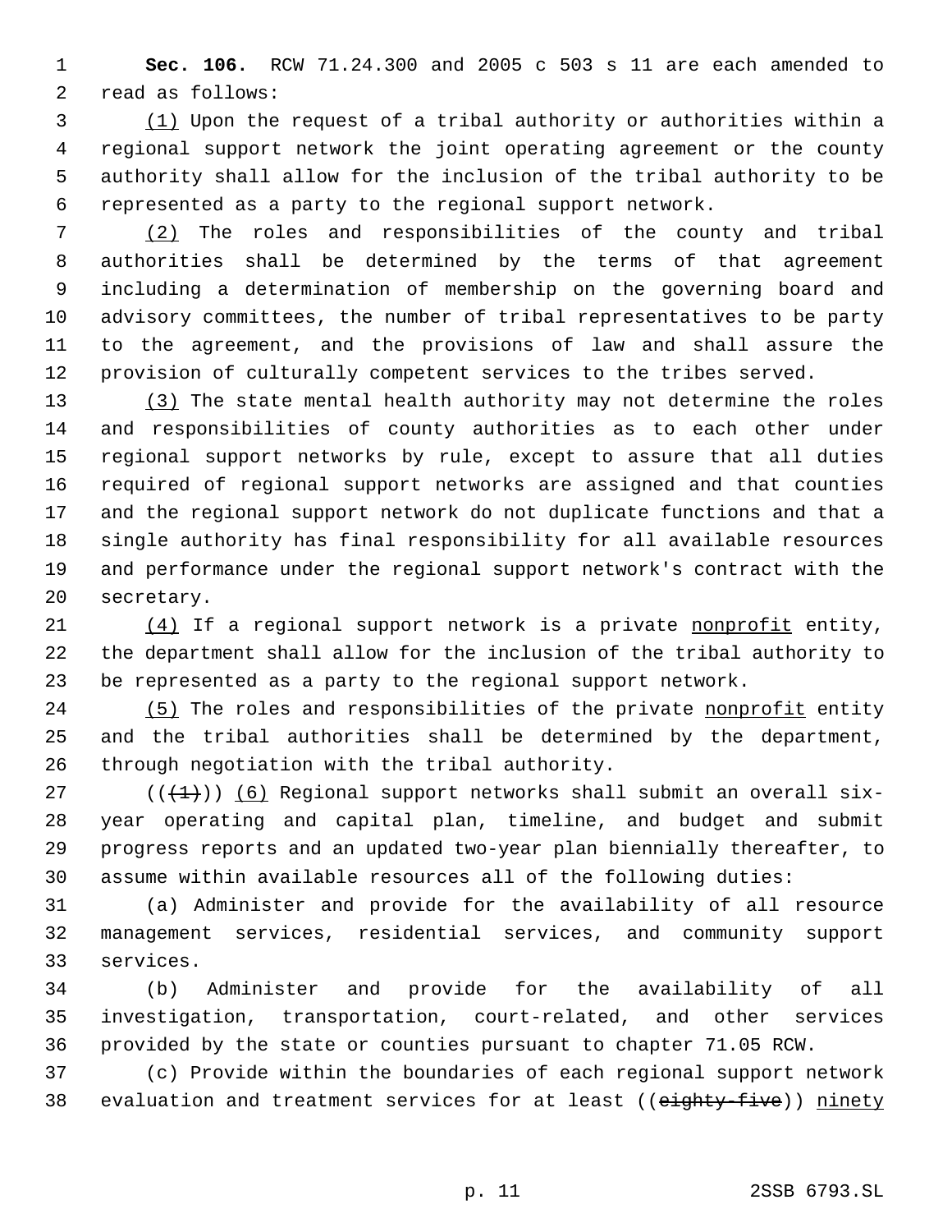**Sec. 106.** RCW 71.24.300 and 2005 c 503 s 11 are each amended to read as follows:

(1) Upon the request of a tribal authority or authorities within a regional support network the joint operating agreement or the county authority shall allow for the inclusion of the tribal authority to be represented as a party to the regional support network.

(2) The roles and responsibilities of the county and tribal authorities shall be determined by the terms of that agreement including a determination of membership on the governing board and advisory committees, the number of tribal representatives to be party to the agreement, and the provisions of law and shall assure the provision of culturally competent services to the tribes served.

(3) The state mental health authority may not determine the roles and responsibilities of county authorities as to each other under regional support networks by rule, except to assure that all duties required of regional support networks are assigned and that counties and the regional support network do not duplicate functions and that a single authority has final responsibility for all available resources and performance under the regional support network's contract with the secretary.

(4) If a regional support network is a private nonprofit entity, the department shall allow for the inclusion of the tribal authority to be represented as a party to the regional support network.

(5) The roles and responsibilities of the private nonprofit entity and the tribal authorities shall be determined by the department, through negotiation with the tribal authority.

~~((1))~~ (6) Regional support networks shall submit an overall six-year operating and capital plan, timeline, and budget and submit progress reports and an updated two-year plan biennially thereafter, to assume within available resources all of the following duties:

(a) Administer and provide for the availability of all resource management services, residential services, and community support services.

(b) Administer and provide for the availability of all investigation, transportation, court-related, and other services provided by the state or counties pursuant to chapter 71.05 RCW.

(c) Provide within the boundaries of each regional support network evaluation and treatment services for at least ((~~eighty-five~~)) ninety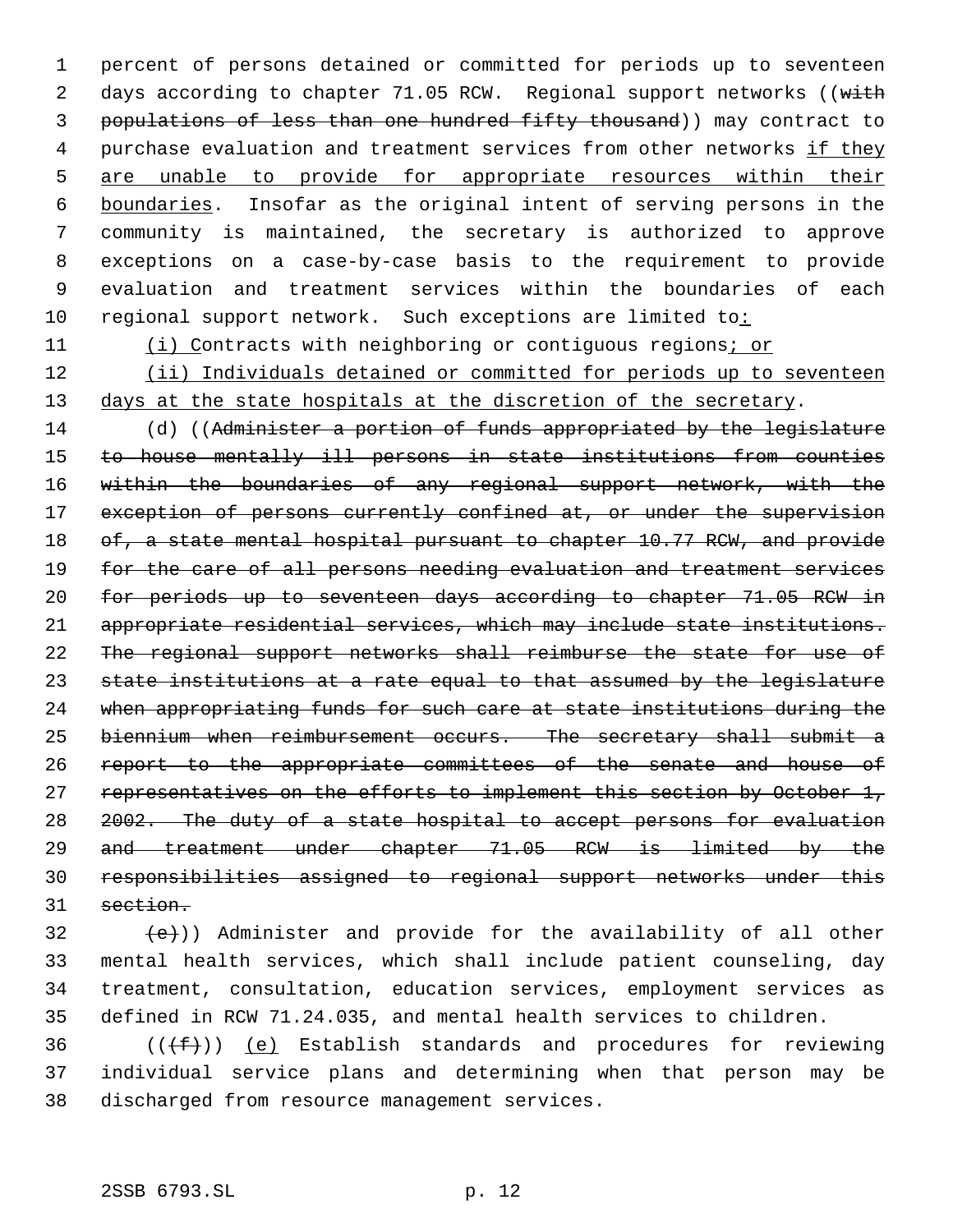percent of persons detained or committed for periods up to seventeen days according to chapter 71.05 RCW. Regional support networks ((~~with populations of less than one hundred fifty thousand~~)) may contract to purchase evaluation and treatment services from other networks <u>if they are unable to provide for appropriate resources within their boundaries</u>. Insofar as the original intent of serving persons in the community is maintained, the secretary is authorized to approve exceptions on a case-by-case basis to the requirement to provide evaluation and treatment services within the boundaries of each regional support network. Such exceptions are limited to<u>:</u>

<u>(i) C</u>ontracts with neighboring or contiguous regions<u>; or</u>

<u>(ii) Individuals detained or committed for periods up to seventeen days at the state hospitals at the discretion of the secretary</u>.

(d) ((~~Administer a portion of funds appropriated by the legislature to house mentally ill persons in state institutions from counties within the boundaries of any regional support network, with the exception of persons currently confined at, or under the supervision of, a state mental hospital pursuant to chapter 10.77 RCW, and provide for the care of all persons needing evaluation and treatment services for periods up to seventeen days according to chapter 71.05 RCW in appropriate residential services, which may include state institutions. The regional support networks shall reimburse the state for use of state institutions at a rate equal to that assumed by the legislature when appropriating funds for such care at state institutions during the biennium when reimbursement occurs. The secretary shall submit a report to the appropriate committees of the senate and house of representatives on the efforts to implement this section by October 1, 2002. The duty of a state hospital to accept persons for evaluation and treatment under chapter 71.05 RCW is limited by the responsibilities assigned to regional support networks under this section.~~

~~(e)~~)) Administer and provide for the availability of all other mental health services, which shall include patient counseling, day treatment, consultation, education services, employment services as defined in RCW 71.24.035, and mental health services to children.

((~~(f)~~)) <u>(e)</u> Establish standards and procedures for reviewing individual service plans and determining when that person may be discharged from resource management services.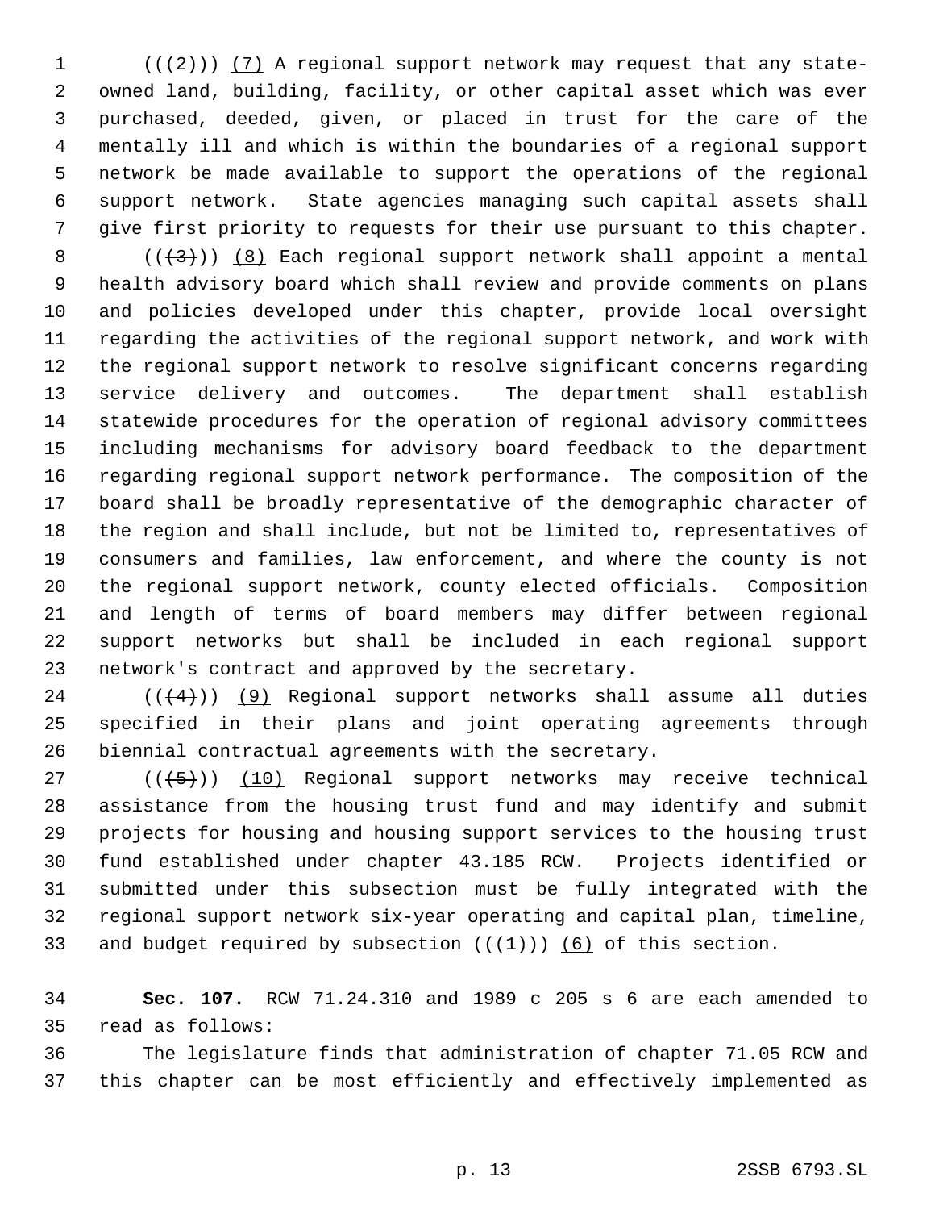(((2))) (7) A regional support network may request that any state-owned land, building, facility, or other capital asset which was ever purchased, deeded, given, or placed in trust for the care of the mentally ill and which is within the boundaries of a regional support network be made available to support the operations of the regional support network. State agencies managing such capital assets shall give first priority to requests for their use pursuant to this chapter.

(((3))) (8) Each regional support network shall appoint a mental health advisory board which shall review and provide comments on plans and policies developed under this chapter, provide local oversight regarding the activities of the regional support network, and work with the regional support network to resolve significant concerns regarding service delivery and outcomes. The department shall establish statewide procedures for the operation of regional advisory committees including mechanisms for advisory board feedback to the department regarding regional support network performance. The composition of the board shall be broadly representative of the demographic character of the region and shall include, but not be limited to, representatives of consumers and families, law enforcement, and where the county is not the regional support network, county elected officials. Composition and length of terms of board members may differ between regional support networks but shall be included in each regional support network's contract and approved by the secretary.

(((4))) (9) Regional support networks shall assume all duties specified in their plans and joint operating agreements through biennial contractual agreements with the secretary.

(((5))) (10) Regional support networks may receive technical assistance from the housing trust fund and may identify and submit projects for housing and housing support services to the housing trust fund established under chapter 43.185 RCW. Projects identified or submitted under this subsection must be fully integrated with the regional support network six-year operating and capital plan, timeline, and budget required by subsection (((1))) (6) of this section.

**Sec. 107.** RCW 71.24.310 and 1989 c 205 s 6 are each amended to read as follows:

The legislature finds that administration of chapter 71.05 RCW and this chapter can be most efficiently and effectively implemented as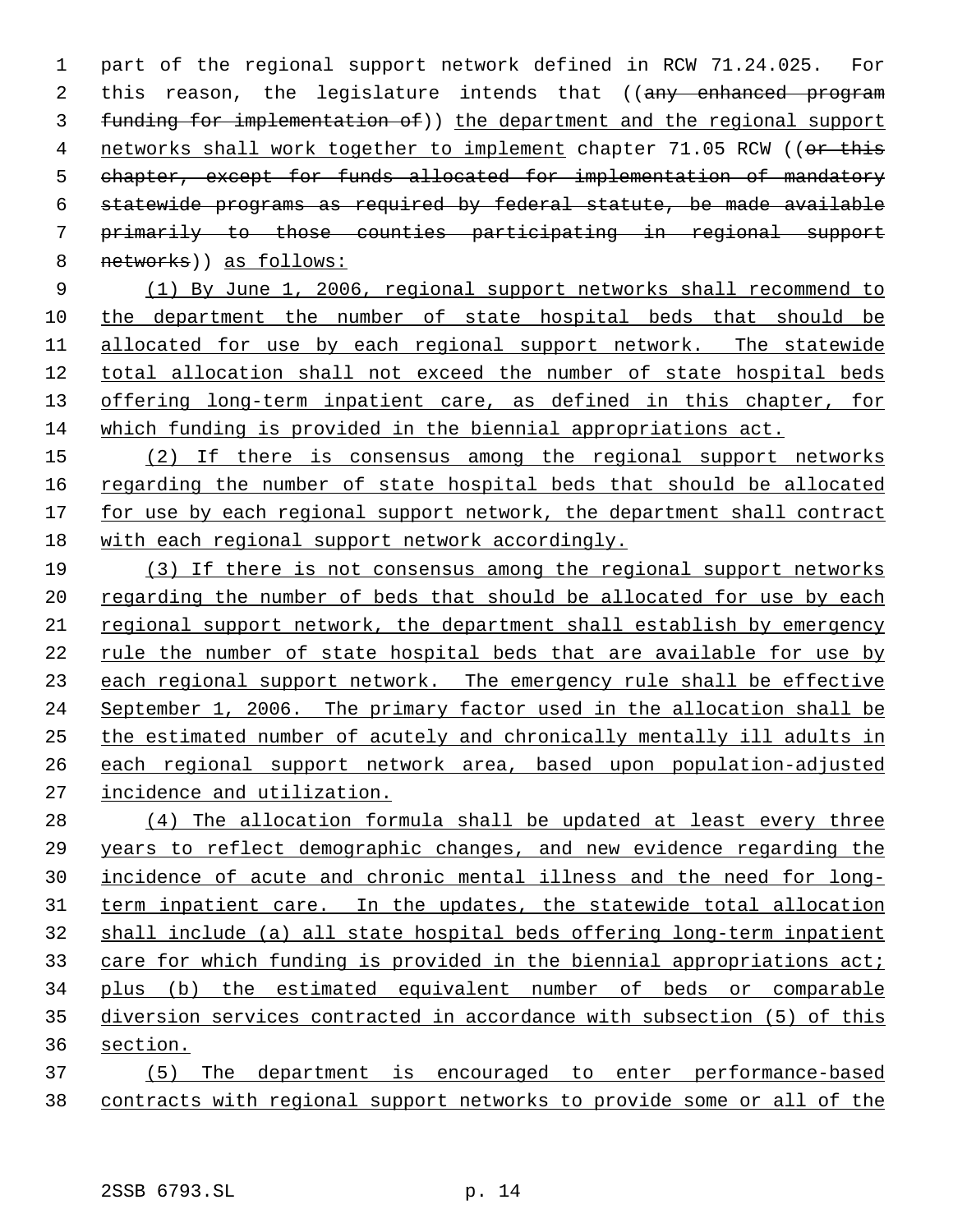part of the regional support network defined in RCW 71.24.025. For this reason, the legislature intends that ((~~any enhanced program funding for implementation of~~)) <u>the department and the regional support networks shall work together to implement</u> chapter 71.05 RCW ((~~or this chapter, except for funds allocated for implementation of mandatory statewide programs as required by federal statute, be made available primarily to those counties participating in regional support networks~~)) <u>as follows:</u>

<u>(1) By June 1, 2006, regional support networks shall recommend to the department the number of state hospital beds that should be allocated for use by each regional support network. The statewide total allocation shall not exceed the number of state hospital beds offering long-term inpatient care, as defined in this chapter, for which funding is provided in the biennial appropriations act.</u>

<u>(2) If there is consensus among the regional support networks regarding the number of state hospital beds that should be allocated for use by each regional support network, the department shall contract with each regional support network accordingly.</u>

<u>(3) If there is not consensus among the regional support networks regarding the number of beds that should be allocated for use by each regional support network, the department shall establish by emergency rule the number of state hospital beds that are available for use by each regional support network. The emergency rule shall be effective September 1, 2006. The primary factor used in the allocation shall be the estimated number of acutely and chronically mentally ill adults in each regional support network area, based upon population-adjusted incidence and utilization.</u>

<u>(4) The allocation formula shall be updated at least every three years to reflect demographic changes, and new evidence regarding the incidence of acute and chronic mental illness and the need for long-term inpatient care. In the updates, the statewide total allocation shall include (a) all state hospital beds offering long-term inpatient care for which funding is provided in the biennial appropriations act; plus (b) the estimated equivalent number of beds or comparable diversion services contracted in accordance with subsection (5) of this section.</u>

<u>(5) The department is encouraged to enter performance-based contracts with regional support networks to provide some or all of the</u>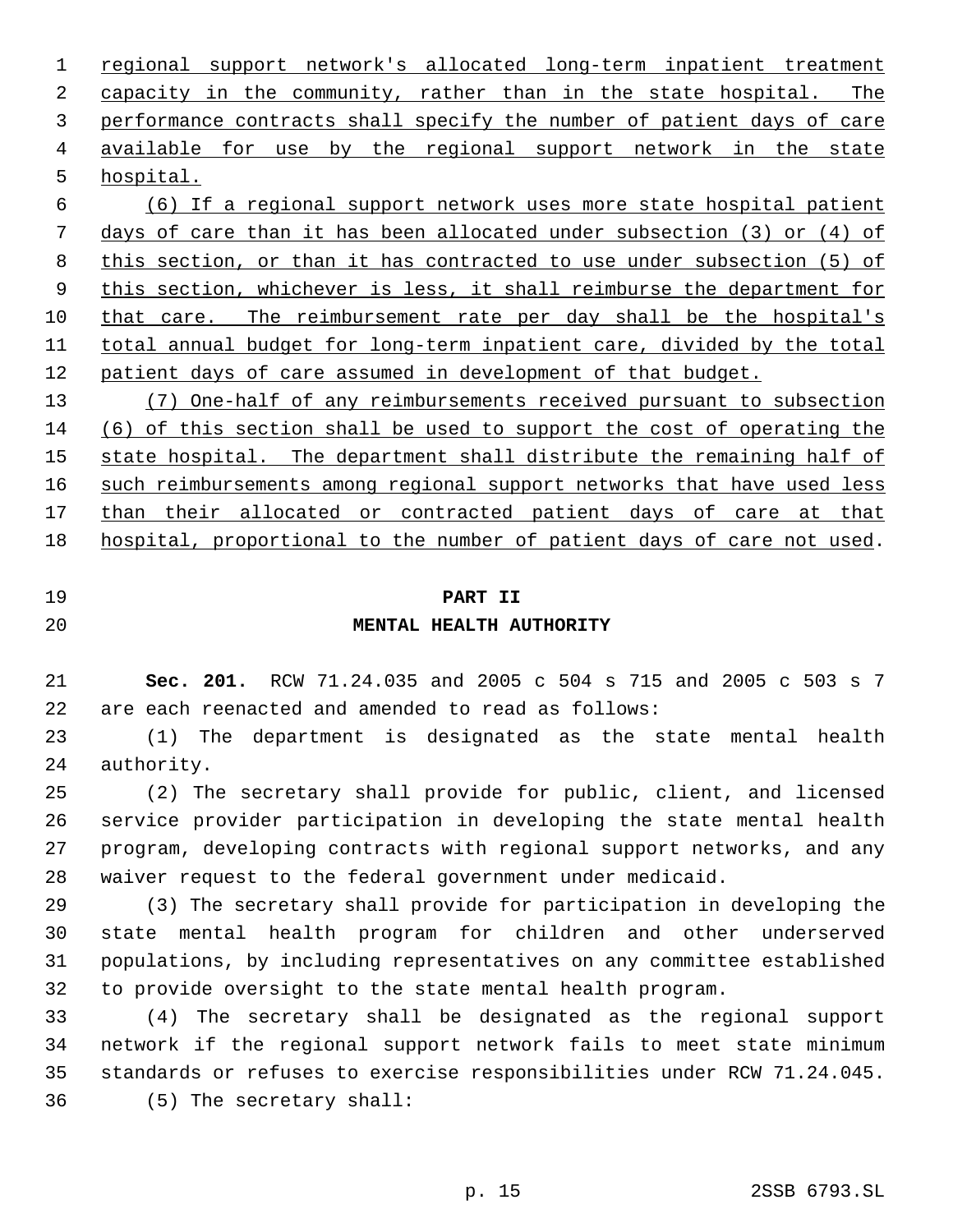regional support network's allocated long-term inpatient treatment capacity in the community, rather than in the state hospital. The performance contracts shall specify the number of patient days of care available for use by the regional support network in the state hospital.

(6) If a regional support network uses more state hospital patient days of care than it has been allocated under subsection (3) or (4) of this section, or than it has contracted to use under subsection (5) of this section, whichever is less, it shall reimburse the department for that care. The reimbursement rate per day shall be the hospital's total annual budget for long-term inpatient care, divided by the total patient days of care assumed in development of that budget.

(7) One-half of any reimbursements received pursuant to subsection (6) of this section shall be used to support the cost of operating the state hospital. The department shall distribute the remaining half of such reimbursements among regional support networks that have used less than their allocated or contracted patient days of care at that hospital, proportional to the number of patient days of care not used.

## PART II
## MENTAL HEALTH AUTHORITY

**Sec. 201.** RCW 71.24.035 and 2005 c 504 s 715 and 2005 c 503 s 7 are each reenacted and amended to read as follows:

(1) The department is designated as the state mental health authority.

(2) The secretary shall provide for public, client, and licensed service provider participation in developing the state mental health program, developing contracts with regional support networks, and any waiver request to the federal government under medicaid.

(3) The secretary shall provide for participation in developing the state mental health program for children and other underserved populations, by including representatives on any committee established to provide oversight to the state mental health program.

(4) The secretary shall be designated as the regional support network if the regional support network fails to meet state minimum standards or refuses to exercise responsibilities under RCW 71.24.045.

(5) The secretary shall: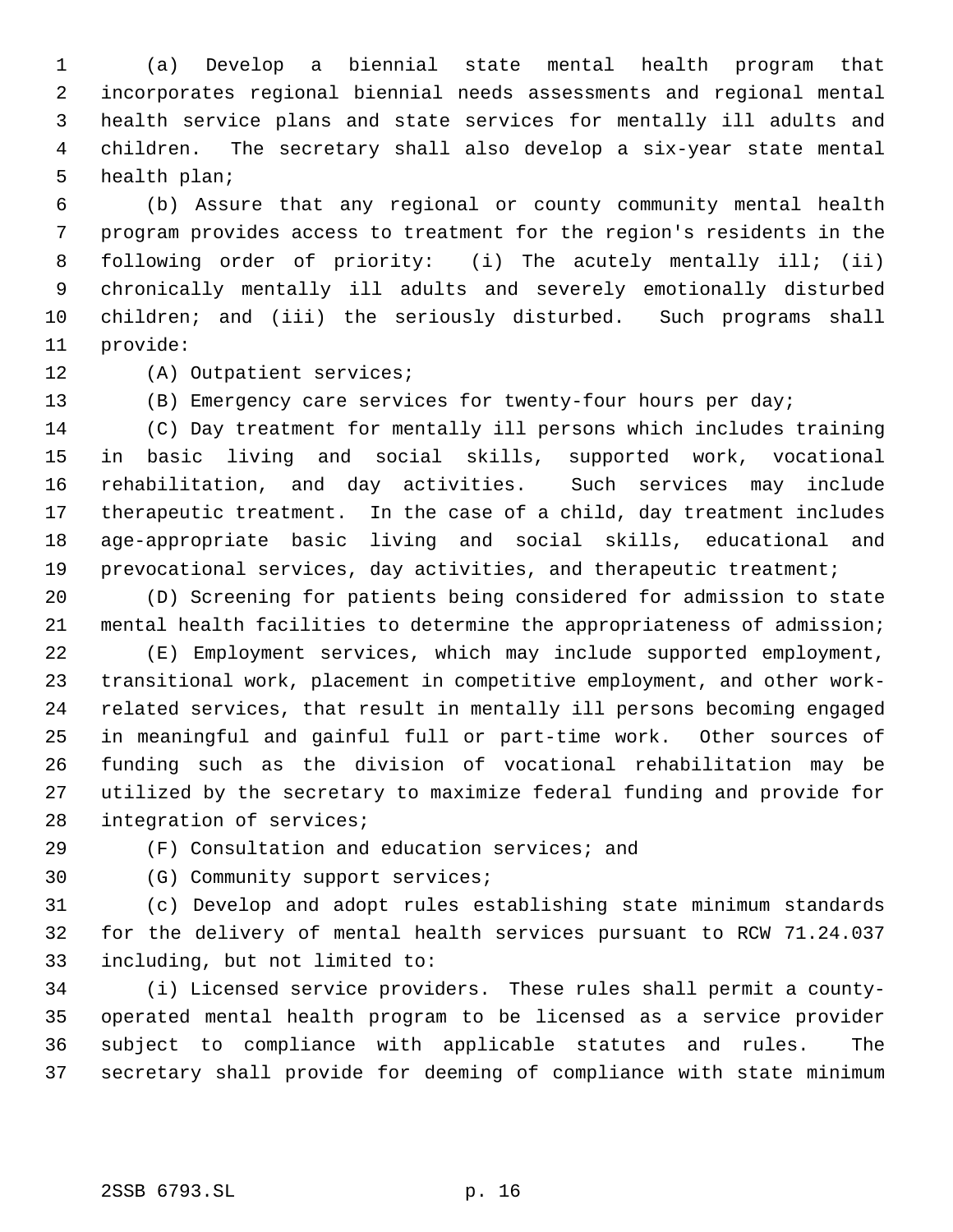(a) Develop a biennial state mental health program that incorporates regional biennial needs assessments and regional mental health service plans and state services for mentally ill adults and children. The secretary shall also develop a six-year state mental health plan;

(b) Assure that any regional or county community mental health program provides access to treatment for the region's residents in the following order of priority: (i) The acutely mentally ill; (ii) chronically mentally ill adults and severely emotionally disturbed children; and (iii) the seriously disturbed. Such programs shall provide:

(A) Outpatient services;

(B) Emergency care services for twenty-four hours per day;

(C) Day treatment for mentally ill persons which includes training in basic living and social skills, supported work, vocational rehabilitation, and day activities. Such services may include therapeutic treatment. In the case of a child, day treatment includes age-appropriate basic living and social skills, educational and prevocational services, day activities, and therapeutic treatment;

(D) Screening for patients being considered for admission to state mental health facilities to determine the appropriateness of admission;

(E) Employment services, which may include supported employment, transitional work, placement in competitive employment, and other work-related services, that result in mentally ill persons becoming engaged in meaningful and gainful full or part-time work. Other sources of funding such as the division of vocational rehabilitation may be utilized by the secretary to maximize federal funding and provide for integration of services;

(F) Consultation and education services; and

(G) Community support services;

(c) Develop and adopt rules establishing state minimum standards for the delivery of mental health services pursuant to RCW 71.24.037 including, but not limited to:

(i) Licensed service providers. These rules shall permit a county-operated mental health program to be licensed as a service provider subject to compliance with applicable statutes and rules. The secretary shall provide for deeming of compliance with state minimum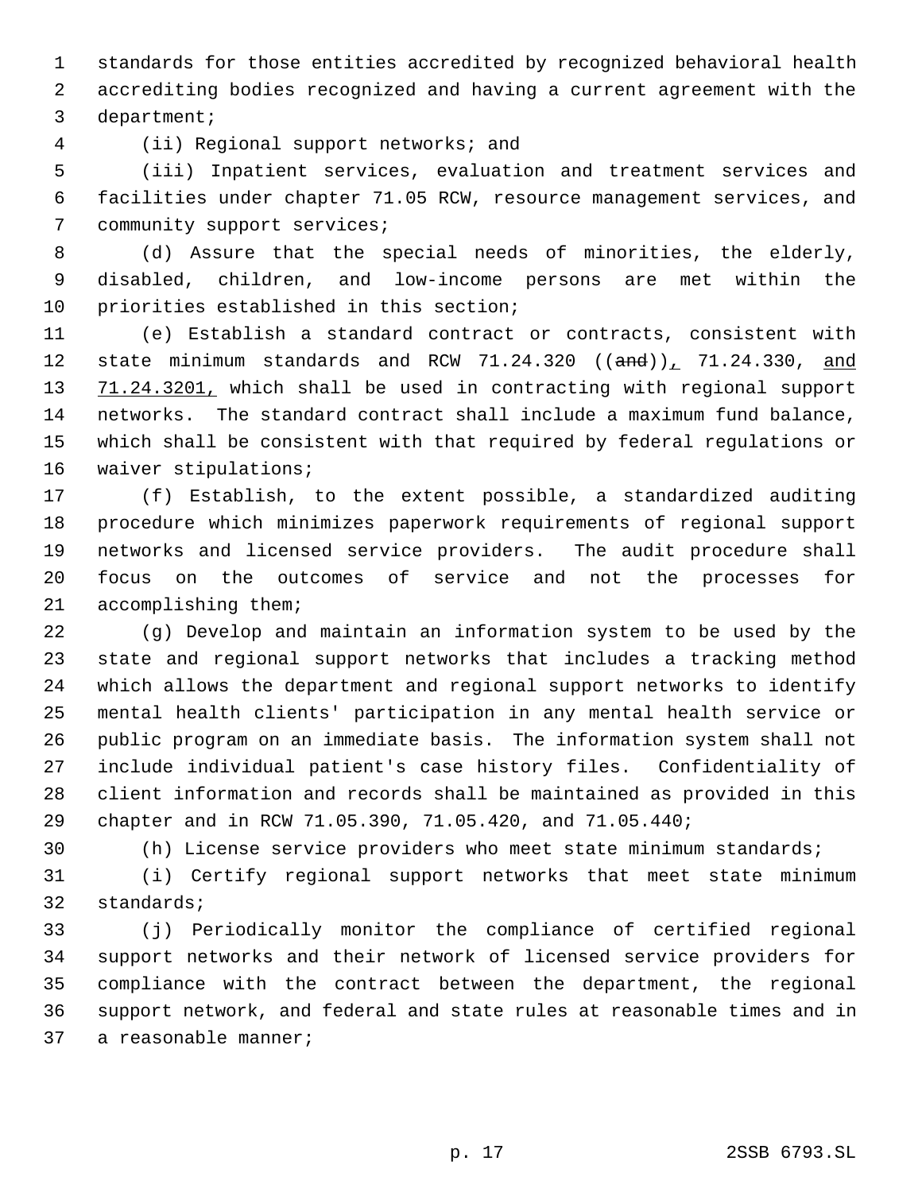standards for those entities accredited by recognized behavioral health accrediting bodies recognized and having a current agreement with the department;

(ii) Regional support networks; and

(iii) Inpatient services, evaluation and treatment services and facilities under chapter 71.05 RCW, resource management services, and community support services;

(d) Assure that the special needs of minorities, the elderly, disabled, children, and low-income persons are met within the priorities established in this section;

(e) Establish a standard contract or contracts, consistent with state minimum standards and RCW 71.24.320 ((~~and~~)), 71.24.330, and 71.24.3201, which shall be used in contracting with regional support networks. The standard contract shall include a maximum fund balance, which shall be consistent with that required by federal regulations or waiver stipulations;

(f) Establish, to the extent possible, a standardized auditing procedure which minimizes paperwork requirements of regional support networks and licensed service providers. The audit procedure shall focus on the outcomes of service and not the processes for accomplishing them;

(g) Develop and maintain an information system to be used by the state and regional support networks that includes a tracking method which allows the department and regional support networks to identify mental health clients' participation in any mental health service or public program on an immediate basis. The information system shall not include individual patient's case history files. Confidentiality of client information and records shall be maintained as provided in this chapter and in RCW 71.05.390, 71.05.420, and 71.05.440;

(h) License service providers who meet state minimum standards;

(i) Certify regional support networks that meet state minimum standards;

(j) Periodically monitor the compliance of certified regional support networks and their network of licensed service providers for compliance with the contract between the department, the regional support network, and federal and state rules at reasonable times and in a reasonable manner;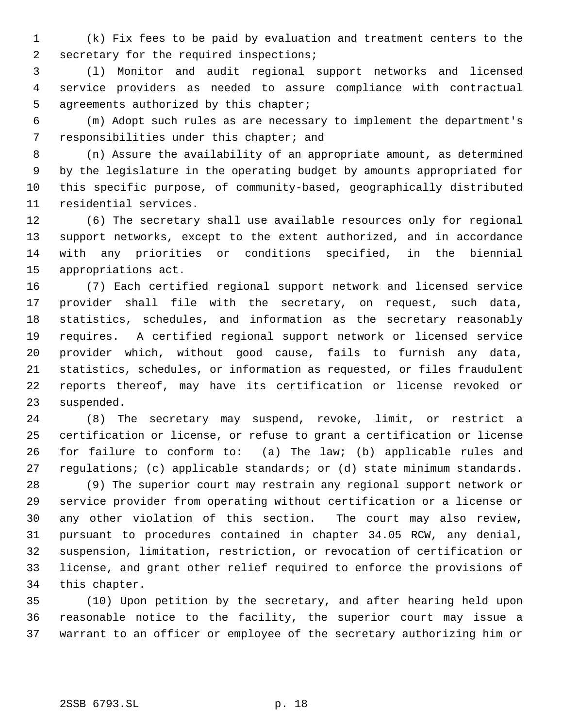(k) Fix fees to be paid by evaluation and treatment centers to the secretary for the required inspections;

(l) Monitor and audit regional support networks and licensed service providers as needed to assure compliance with contractual agreements authorized by this chapter;

(m) Adopt such rules as are necessary to implement the department's responsibilities under this chapter; and

(n) Assure the availability of an appropriate amount, as determined by the legislature in the operating budget by amounts appropriated for this specific purpose, of community-based, geographically distributed residential services.

(6) The secretary shall use available resources only for regional support networks, except to the extent authorized, and in accordance with any priorities or conditions specified, in the biennial appropriations act.

(7) Each certified regional support network and licensed service provider shall file with the secretary, on request, such data, statistics, schedules, and information as the secretary reasonably requires. A certified regional support network or licensed service provider which, without good cause, fails to furnish any data, statistics, schedules, or information as requested, or files fraudulent reports thereof, may have its certification or license revoked or suspended.

(8) The secretary may suspend, revoke, limit, or restrict a certification or license, or refuse to grant a certification or license for failure to conform to: (a) The law; (b) applicable rules and regulations; (c) applicable standards; or (d) state minimum standards.

(9) The superior court may restrain any regional support network or service provider from operating without certification or a license or any other violation of this section. The court may also review, pursuant to procedures contained in chapter 34.05 RCW, any denial, suspension, limitation, restriction, or revocation of certification or license, and grant other relief required to enforce the provisions of this chapter.

(10) Upon petition by the secretary, and after hearing held upon reasonable notice to the facility, the superior court may issue a warrant to an officer or employee of the secretary authorizing him or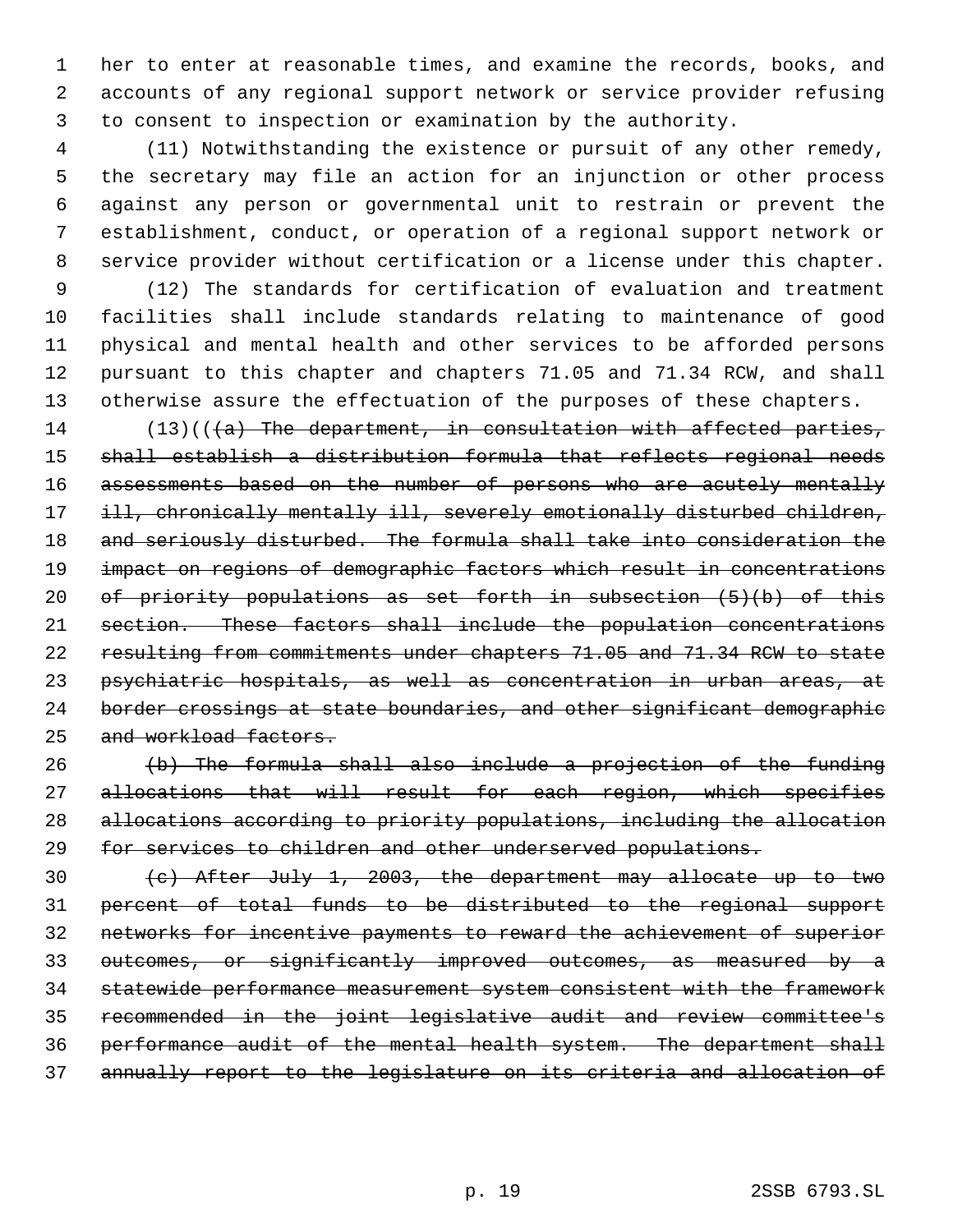her to enter at reasonable times, and examine the records, books, and accounts of any regional support network or service provider refusing to consent to inspection or examination by the authority.

(11) Notwithstanding the existence or pursuit of any other remedy, the secretary may file an action for an injunction or other process against any person or governmental unit to restrain or prevent the establishment, conduct, or operation of a regional support network or service provider without certification or a license under this chapter.

(12) The standards for certification of evaluation and treatment facilities shall include standards relating to maintenance of good physical and mental health and other services to be afforded persons pursuant to this chapter and chapters 71.05 and 71.34 RCW, and shall otherwise assure the effectuation of the purposes of these chapters.

(13)((~~(a) The department, in consultation with affected parties, shall establish a distribution formula that reflects regional needs assessments based on the number of persons who are acutely mentally ill, chronically mentally ill, severely emotionally disturbed children, and seriously disturbed. The formula shall take into consideration the impact on regions of demographic factors which result in concentrations of priority populations as set forth in subsection (5)(b) of this section. These factors shall include the population concentrations resulting from commitments under chapters 71.05 and 71.34 RCW to state psychiatric hospitals, as well as concentration in urban areas, at border crossings at state boundaries, and other significant demographic and workload factors.~~

~~(b) The formula shall also include a projection of the funding allocations that will result for each region, which specifies allocations according to priority populations, including the allocation for services to children and other underserved populations.~~

~~(c) After July 1, 2003, the department may allocate up to two percent of total funds to be distributed to the regional support networks for incentive payments to reward the achievement of superior outcomes, or significantly improved outcomes, as measured by a statewide performance measurement system consistent with the framework recommended in the joint legislative audit and review committee's performance audit of the mental health system. The department shall annually report to the legislature on its criteria and allocation of~~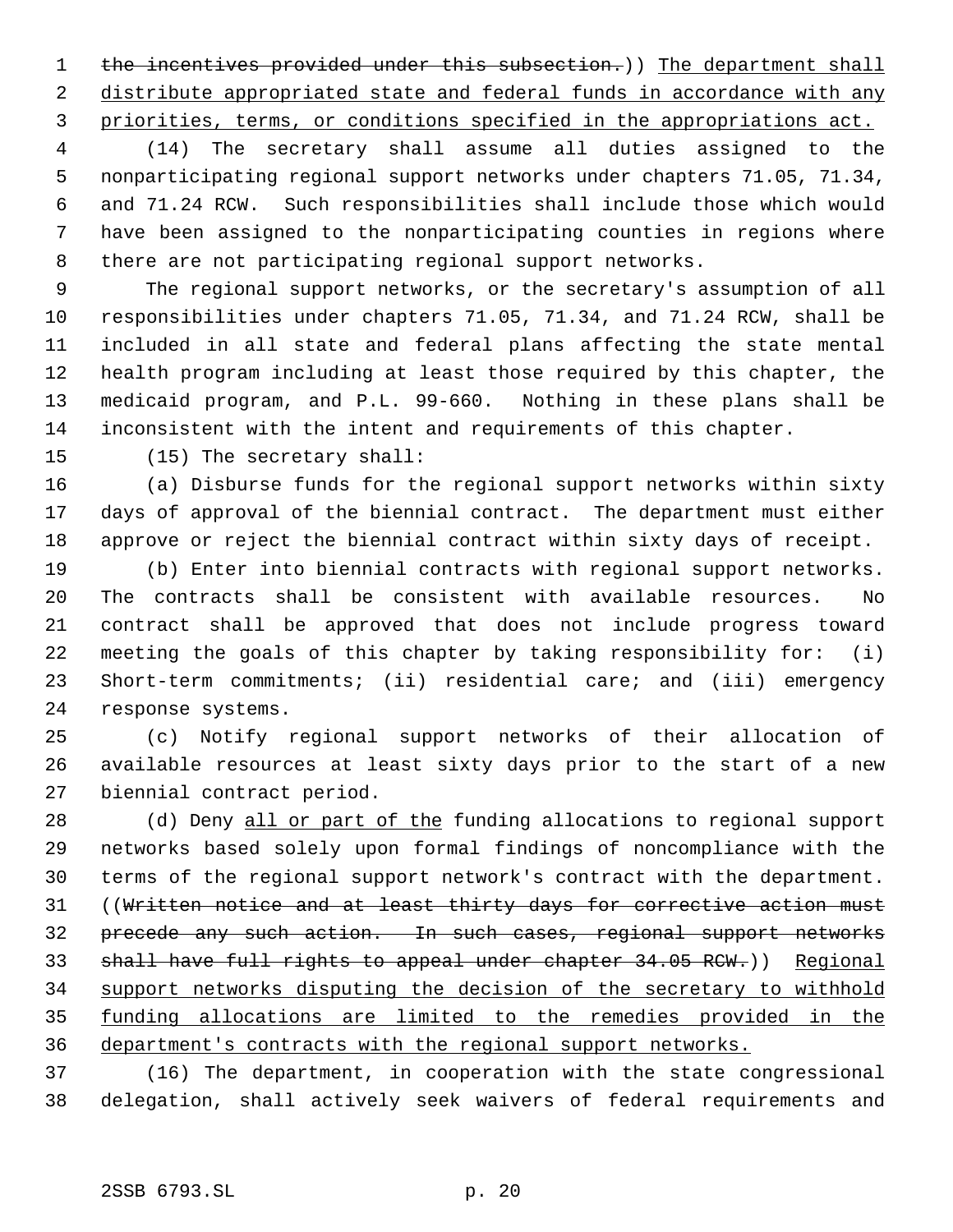the incentives provided under this subsection.)) The department shall distribute appropriated state and federal funds in accordance with any priorities, terms, or conditions specified in the appropriations act.

(14) The secretary shall assume all duties assigned to the nonparticipating regional support networks under chapters 71.05, 71.34, and 71.24 RCW. Such responsibilities shall include those which would have been assigned to the nonparticipating counties in regions where there are not participating regional support networks.

The regional support networks, or the secretary's assumption of all responsibilities under chapters 71.05, 71.34, and 71.24 RCW, shall be included in all state and federal plans affecting the state mental health program including at least those required by this chapter, the medicaid program, and P.L. 99-660. Nothing in these plans shall be inconsistent with the intent and requirements of this chapter.

(15) The secretary shall:

(a) Disburse funds for the regional support networks within sixty days of approval of the biennial contract. The department must either approve or reject the biennial contract within sixty days of receipt.

(b) Enter into biennial contracts with regional support networks. The contracts shall be consistent with available resources. No contract shall be approved that does not include progress toward meeting the goals of this chapter by taking responsibility for: (i) Short-term commitments; (ii) residential care; and (iii) emergency response systems.

(c) Notify regional support networks of their allocation of available resources at least sixty days prior to the start of a new biennial contract period.

(d) Deny all or part of the funding allocations to regional support networks based solely upon formal findings of noncompliance with the terms of the regional support network's contract with the department. ((~~Written notice and at least thirty days for corrective action must precede any such action. In such cases, regional support networks shall have full rights to appeal under chapter 34.05 RCW.~~)) Regional support networks disputing the decision of the secretary to withhold funding allocations are limited to the remedies provided in the department's contracts with the regional support networks.

(16) The department, in cooperation with the state congressional delegation, shall actively seek waivers of federal requirements and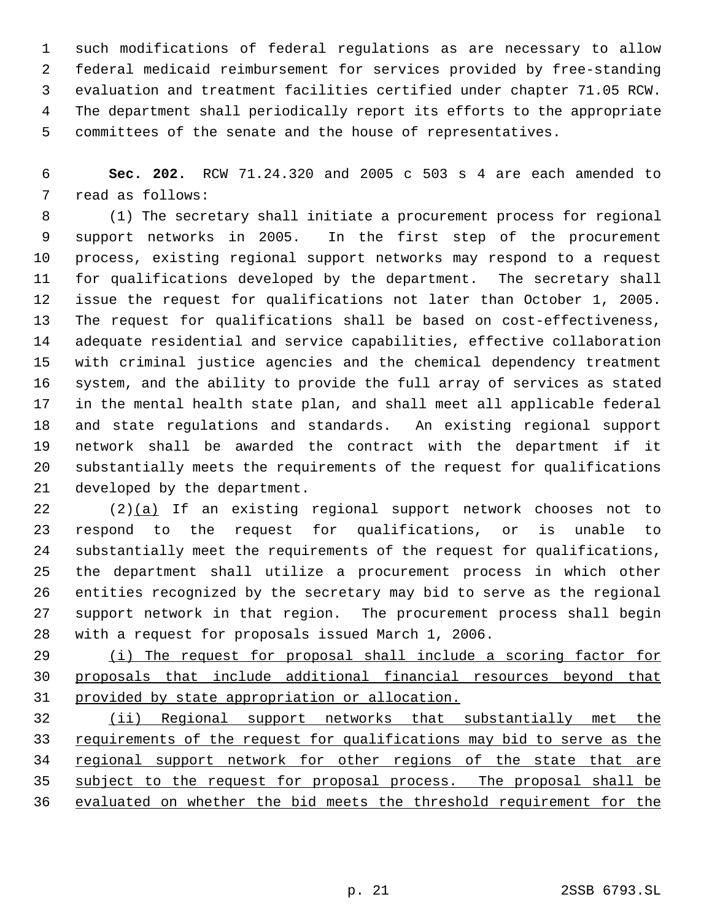such modifications of federal regulations as are necessary to allow federal medicaid reimbursement for services provided by free-standing evaluation and treatment facilities certified under chapter 71.05 RCW. The department shall periodically report its efforts to the appropriate committees of the senate and the house of representatives.

**Sec. 202.** RCW 71.24.320 and 2005 c 503 s 4 are each amended to read as follows:

(1) The secretary shall initiate a procurement process for regional support networks in 2005. In the first step of the procurement process, existing regional support networks may respond to a request for qualifications developed by the department. The secretary shall issue the request for qualifications not later than October 1, 2005. The request for qualifications shall be based on cost-effectiveness, adequate residential and service capabilities, effective collaboration with criminal justice agencies and the chemical dependency treatment system, and the ability to provide the full array of services as stated in the mental health state plan, and shall meet all applicable federal and state regulations and standards. An existing regional support network shall be awarded the contract with the department if it substantially meets the requirements of the request for qualifications developed by the department.

(2)(a) If an existing regional support network chooses not to respond to the request for qualifications, or is unable to substantially meet the requirements of the request for qualifications, the department shall utilize a procurement process in which other entities recognized by the secretary may bid to serve as the regional support network in that region. The procurement process shall begin with a request for proposals issued March 1, 2006.

(i) The request for proposal shall include a scoring factor for proposals that include additional financial resources beyond that provided by state appropriation or allocation.

(ii) Regional support networks that substantially met the requirements of the request for qualifications may bid to serve as the regional support network for other regions of the state that are subject to the request for proposal process. The proposal shall be evaluated on whether the bid meets the threshold requirement for the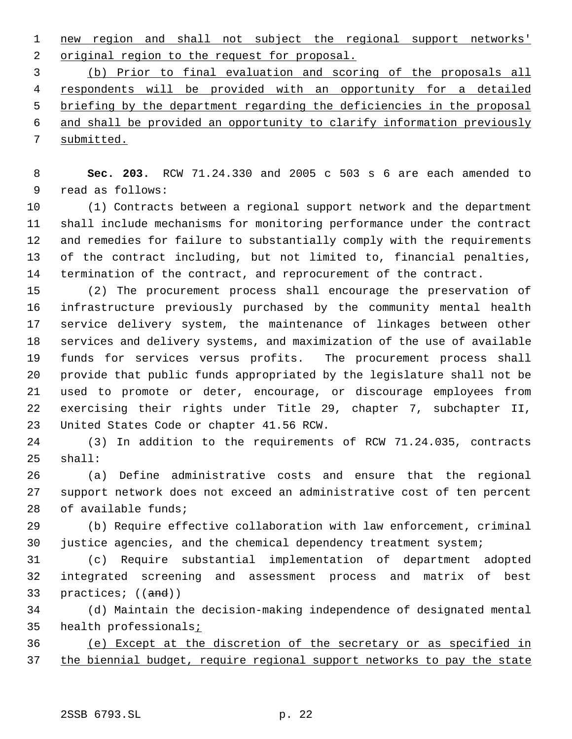new region and shall not subject the regional support networks' original region to the request for proposal.

(b) Prior to final evaluation and scoring of the proposals all respondents will be provided with an opportunity for a detailed briefing by the department regarding the deficiencies in the proposal and shall be provided an opportunity to clarify information previously submitted.

**Sec. 203.** RCW 71.24.330 and 2005 c 503 s 6 are each amended to read as follows:

(1) Contracts between a regional support network and the department shall include mechanisms for monitoring performance under the contract and remedies for failure to substantially comply with the requirements of the contract including, but not limited to, financial penalties, termination of the contract, and reprocurement of the contract.

(2) The procurement process shall encourage the preservation of infrastructure previously purchased by the community mental health service delivery system, the maintenance of linkages between other services and delivery systems, and maximization of the use of available funds for services versus profits. The procurement process shall provide that public funds appropriated by the legislature shall not be used to promote or deter, encourage, or discourage employees from exercising their rights under Title 29, chapter 7, subchapter II, United States Code or chapter 41.56 RCW.

(3) In addition to the requirements of RCW 71.24.035, contracts shall:

(a) Define administrative costs and ensure that the regional support network does not exceed an administrative cost of ten percent of available funds;

(b) Require effective collaboration with law enforcement, criminal justice agencies, and the chemical dependency treatment system;

(c) Require substantial implementation of department adopted integrated screening and assessment process and matrix of best practices; ((~~and~~))

(d) Maintain the decision-making independence of designated mental health professionals;

(e) Except at the discretion of the secretary or as specified in the biennial budget, require regional support networks to pay the state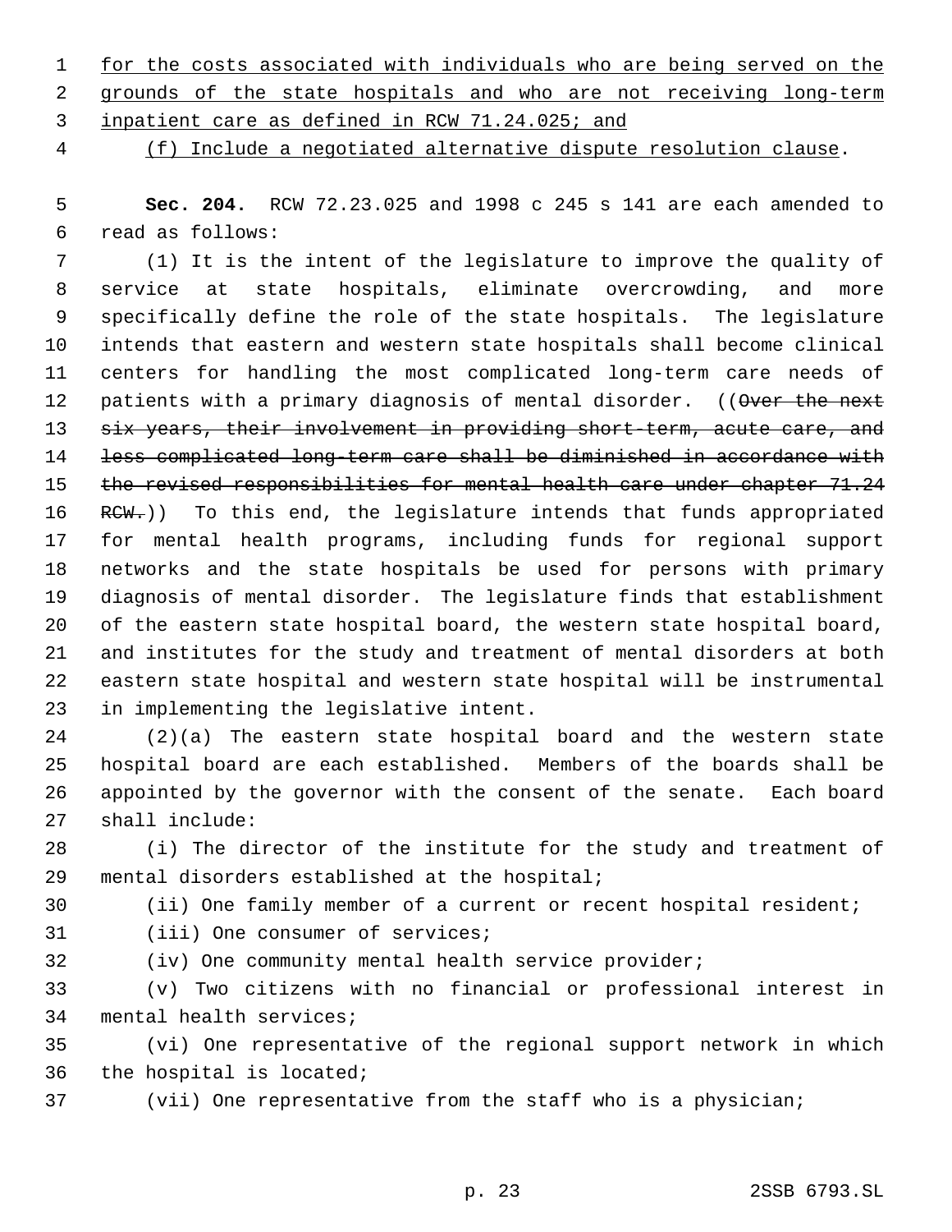for the costs associated with individuals who are being served on the grounds of the state hospitals and who are not receiving long-term inpatient care as defined in RCW 71.24.025; and

(f) Include a negotiated alternative dispute resolution clause.

**Sec. 204.** RCW 72.23.025 and 1998 c 245 s 141 are each amended to read as follows:

(1) It is the intent of the legislature to improve the quality of service at state hospitals, eliminate overcrowding, and more specifically define the role of the state hospitals. The legislature intends that eastern and western state hospitals shall become clinical centers for handling the most complicated long-term care needs of patients with a primary diagnosis of mental disorder. ((~~Over the next six years, their involvement in providing short-term, acute care, and less complicated long-term care shall be diminished in accordance with the revised responsibilities for mental health care under chapter 71.24 RCW.~~)) To this end, the legislature intends that funds appropriated for mental health programs, including funds for regional support networks and the state hospitals be used for persons with primary diagnosis of mental disorder. The legislature finds that establishment of the eastern state hospital board, the western state hospital board, and institutes for the study and treatment of mental disorders at both eastern state hospital and western state hospital will be instrumental in implementing the legislative intent.

(2)(a) The eastern state hospital board and the western state hospital board are each established. Members of the boards shall be appointed by the governor with the consent of the senate. Each board shall include:

(i) The director of the institute for the study and treatment of mental disorders established at the hospital;

(ii) One family member of a current or recent hospital resident;

(iii) One consumer of services;

(iv) One community mental health service provider;

(v) Two citizens with no financial or professional interest in mental health services;

(vi) One representative of the regional support network in which the hospital is located;

(vii) One representative from the staff who is a physician;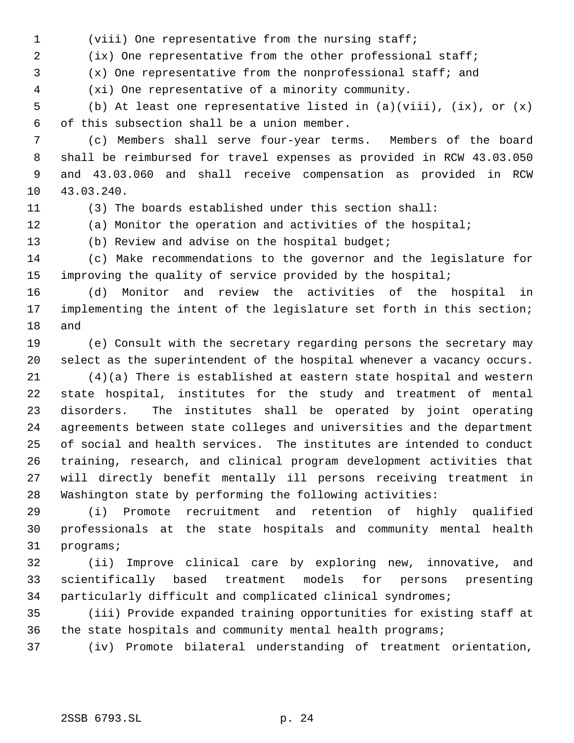(viii) One representative from the nursing staff;

(ix) One representative from the other professional staff;

(x) One representative from the nonprofessional staff; and

(xi) One representative of a minority community.

(b) At least one representative listed in (a)(viii), (ix), or (x) of this subsection shall be a union member.

(c) Members shall serve four-year terms. Members of the board shall be reimbursed for travel expenses as provided in RCW 43.03.050 and 43.03.060 and shall receive compensation as provided in RCW 43.03.240.

(3) The boards established under this section shall:

(a) Monitor the operation and activities of the hospital;

(b) Review and advise on the hospital budget;

(c) Make recommendations to the governor and the legislature for improving the quality of service provided by the hospital;

(d) Monitor and review the activities of the hospital in implementing the intent of the legislature set forth in this section; and

(e) Consult with the secretary regarding persons the secretary may select as the superintendent of the hospital whenever a vacancy occurs.

(4)(a) There is established at eastern state hospital and western state hospital, institutes for the study and treatment of mental disorders. The institutes shall be operated by joint operating agreements between state colleges and universities and the department of social and health services. The institutes are intended to conduct training, research, and clinical program development activities that will directly benefit mentally ill persons receiving treatment in Washington state by performing the following activities:

(i) Promote recruitment and retention of highly qualified professionals at the state hospitals and community mental health programs;

(ii) Improve clinical care by exploring new, innovative, and scientifically based treatment models for persons presenting particularly difficult and complicated clinical syndromes;

(iii) Provide expanded training opportunities for existing staff at the state hospitals and community mental health programs;

(iv) Promote bilateral understanding of treatment orientation,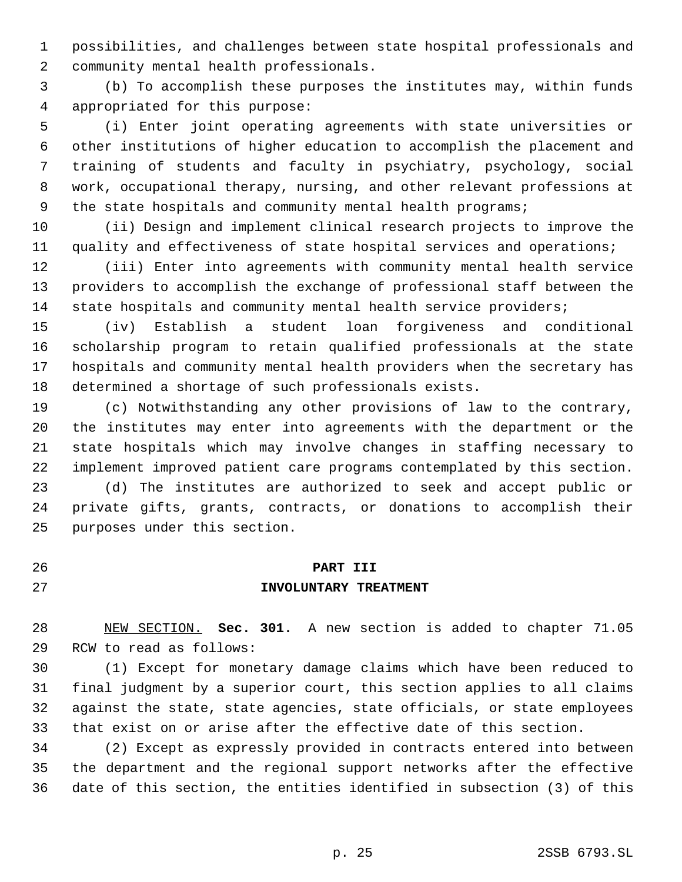possibilities, and challenges between state hospital professionals and community mental health professionals.

(b) To accomplish these purposes the institutes may, within funds appropriated for this purpose:

(i) Enter joint operating agreements with state universities or other institutions of higher education to accomplish the placement and training of students and faculty in psychiatry, psychology, social work, occupational therapy, nursing, and other relevant professions at the state hospitals and community mental health programs;

(ii) Design and implement clinical research projects to improve the quality and effectiveness of state hospital services and operations;

(iii) Enter into agreements with community mental health service providers to accomplish the exchange of professional staff between the state hospitals and community mental health service providers;

(iv) Establish a student loan forgiveness and conditional scholarship program to retain qualified professionals at the state hospitals and community mental health providers when the secretary has determined a shortage of such professionals exists.

(c) Notwithstanding any other provisions of law to the contrary, the institutes may enter into agreements with the department or the state hospitals which may involve changes in staffing necessary to implement improved patient care programs contemplated by this section.

(d) The institutes are authorized to seek and accept public or private gifts, grants, contracts, or donations to accomplish their purposes under this section.

## PART III
## INVOLUNTARY TREATMENT

NEW SECTION. **Sec. 301.** A new section is added to chapter 71.05 RCW to read as follows:

(1) Except for monetary damage claims which have been reduced to final judgment by a superior court, this section applies to all claims against the state, state agencies, state officials, or state employees that exist on or arise after the effective date of this section.

(2) Except as expressly provided in contracts entered into between the department and the regional support networks after the effective date of this section, the entities identified in subsection (3) of this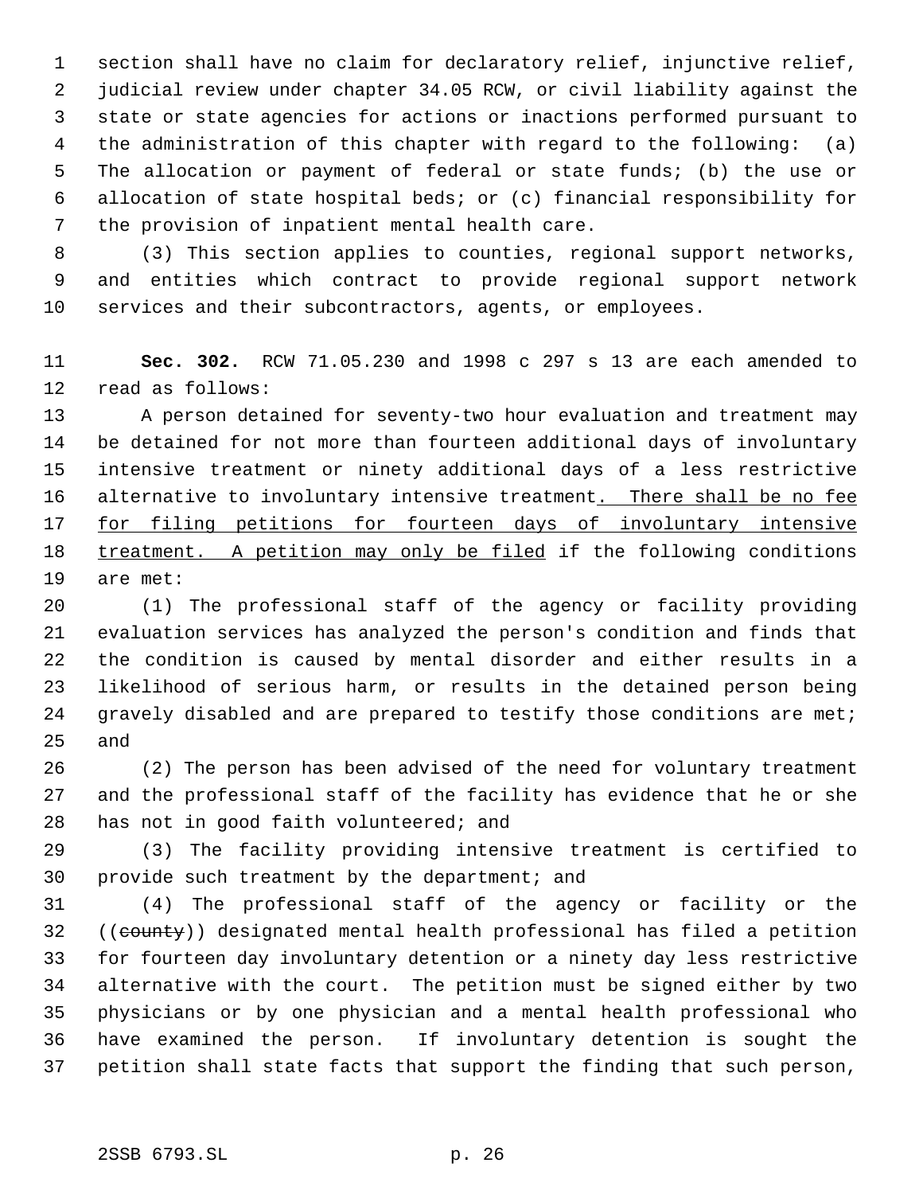section shall have no claim for declaratory relief, injunctive relief, judicial review under chapter 34.05 RCW, or civil liability against the state or state agencies for actions or inactions performed pursuant to the administration of this chapter with regard to the following: (a) The allocation or payment of federal or state funds; (b) the use or allocation of state hospital beds; or (c) financial responsibility for the provision of inpatient mental health care.

(3) This section applies to counties, regional support networks, and entities which contract to provide regional support network services and their subcontractors, agents, or employees.

**Sec. 302.** RCW 71.05.230 and 1998 c 297 s 13 are each amended to read as follows:

A person detained for seventy-two hour evaluation and treatment may be detained for not more than fourteen additional days of involuntary intensive treatment or ninety additional days of a less restrictive alternative to involuntary intensive treatment<u>. There shall be no fee for filing petitions for fourteen days of involuntary intensive treatment. A petition may only be filed</u> if the following conditions are met:

(1) The professional staff of the agency or facility providing evaluation services has analyzed the person's condition and finds that the condition is caused by mental disorder and either results in a likelihood of serious harm, or results in the detained person being gravely disabled and are prepared to testify those conditions are met; and

(2) The person has been advised of the need for voluntary treatment and the professional staff of the facility has evidence that he or she has not in good faith volunteered; and

(3) The facility providing intensive treatment is certified to provide such treatment by the department; and

(4) The professional staff of the agency or facility or the ((~~county~~)) designated mental health professional has filed a petition for fourteen day involuntary detention or a ninety day less restrictive alternative with the court. The petition must be signed either by two physicians or by one physician and a mental health professional who have examined the person. If involuntary detention is sought the petition shall state facts that support the finding that such person,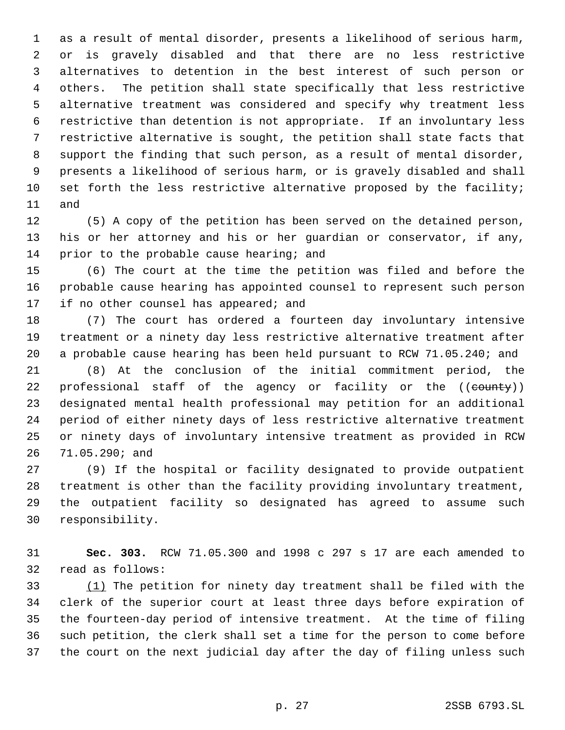as a result of mental disorder, presents a likelihood of serious harm, or is gravely disabled and that there are no less restrictive alternatives to detention in the best interest of such person or others. The petition shall state specifically that less restrictive alternative treatment was considered and specify why treatment less restrictive than detention is not appropriate. If an involuntary less restrictive alternative is sought, the petition shall state facts that support the finding that such person, as a result of mental disorder, presents a likelihood of serious harm, or is gravely disabled and shall set forth the less restrictive alternative proposed by the facility; and

(5) A copy of the petition has been served on the detained person, his or her attorney and his or her guardian or conservator, if any, prior to the probable cause hearing; and

(6) The court at the time the petition was filed and before the probable cause hearing has appointed counsel to represent such person if no other counsel has appeared; and

(7) The court has ordered a fourteen day involuntary intensive treatment or a ninety day less restrictive alternative treatment after a probable cause hearing has been held pursuant to RCW 71.05.240; and

(8) At the conclusion of the initial commitment period, the professional staff of the agency or facility or the ((~~county~~)) designated mental health professional may petition for an additional period of either ninety days of less restrictive alternative treatment or ninety days of involuntary intensive treatment as provided in RCW 71.05.290; and

(9) If the hospital or facility designated to provide outpatient treatment is other than the facility providing involuntary treatment, the outpatient facility so designated has agreed to assume such responsibility.

**Sec. 303.** RCW 71.05.300 and 1998 c 297 s 17 are each amended to read as follows:

<u>(1)</u> The petition for ninety day treatment shall be filed with the clerk of the superior court at least three days before expiration of the fourteen-day period of intensive treatment. At the time of filing such petition, the clerk shall set a time for the person to come before the court on the next judicial day after the day of filing unless such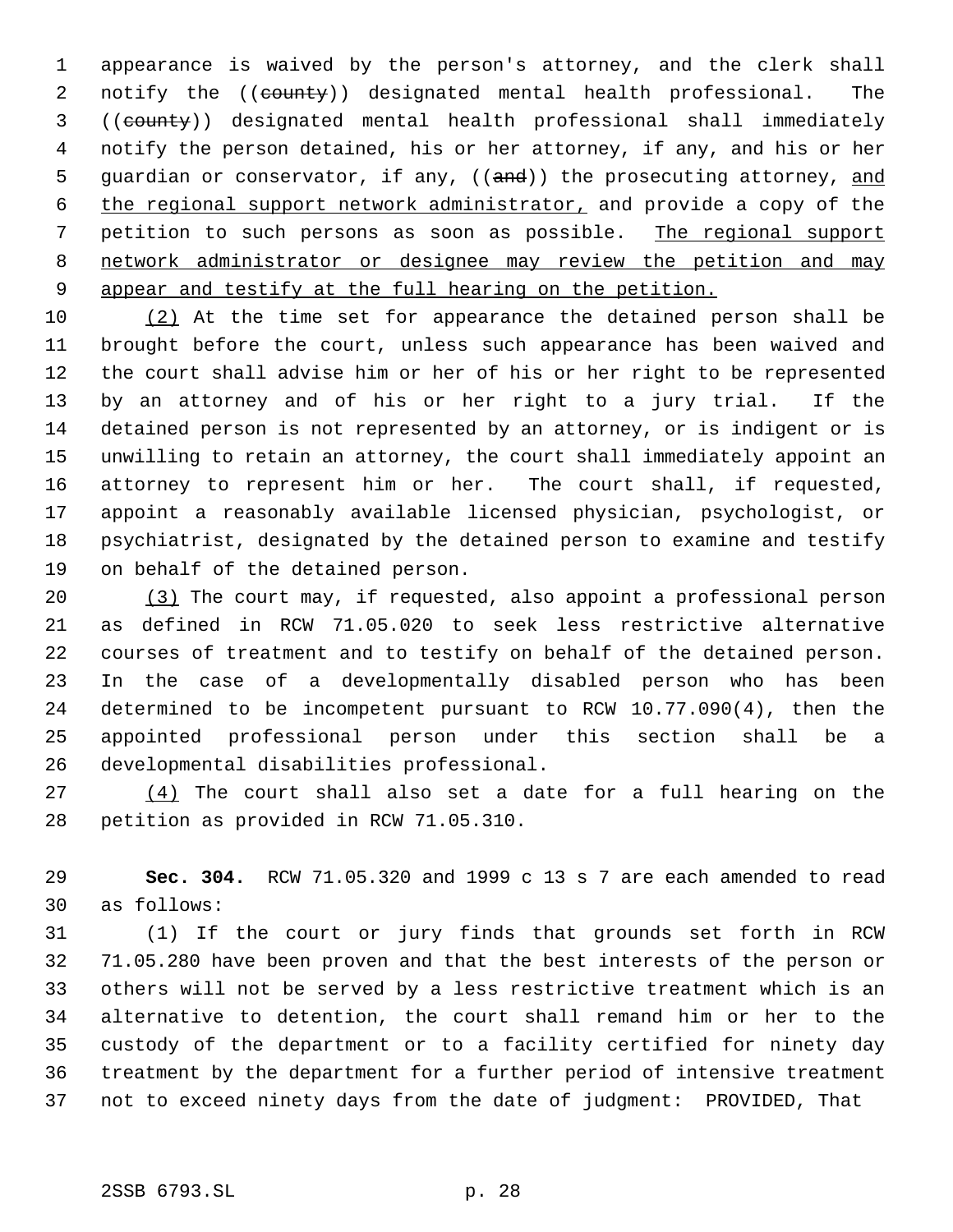appearance is waived by the person's attorney, and the clerk shall notify the ((~~county~~)) designated mental health professional. The ((~~county~~)) designated mental health professional shall immediately notify the person detained, his or her attorney, if any, and his or her guardian or conservator, if any, ((~~and~~)) the prosecuting attorney, and the regional support network administrator, and provide a copy of the petition to such persons as soon as possible. The regional support network administrator or designee may review the petition and may appear and testify at the full hearing on the petition.

(2) At the time set for appearance the detained person shall be brought before the court, unless such appearance has been waived and the court shall advise him or her of his or her right to be represented by an attorney and of his or her right to a jury trial. If the detained person is not represented by an attorney, or is indigent or is unwilling to retain an attorney, the court shall immediately appoint an attorney to represent him or her. The court shall, if requested, appoint a reasonably available licensed physician, psychologist, or psychiatrist, designated by the detained person to examine and testify on behalf of the detained person.

(3) The court may, if requested, also appoint a professional person as defined in RCW 71.05.020 to seek less restrictive alternative courses of treatment and to testify on behalf of the detained person. In the case of a developmentally disabled person who has been determined to be incompetent pursuant to RCW 10.77.090(4), then the appointed professional person under this section shall be a developmental disabilities professional.

(4) The court shall also set a date for a full hearing on the petition as provided in RCW 71.05.310.

**Sec. 304.** RCW 71.05.320 and 1999 c 13 s 7 are each amended to read as follows:

(1) If the court or jury finds that grounds set forth in RCW 71.05.280 have been proven and that the best interests of the person or others will not be served by a less restrictive treatment which is an alternative to detention, the court shall remand him or her to the custody of the department or to a facility certified for ninety day treatment by the department for a further period of intensive treatment not to exceed ninety days from the date of judgment: PROVIDED, That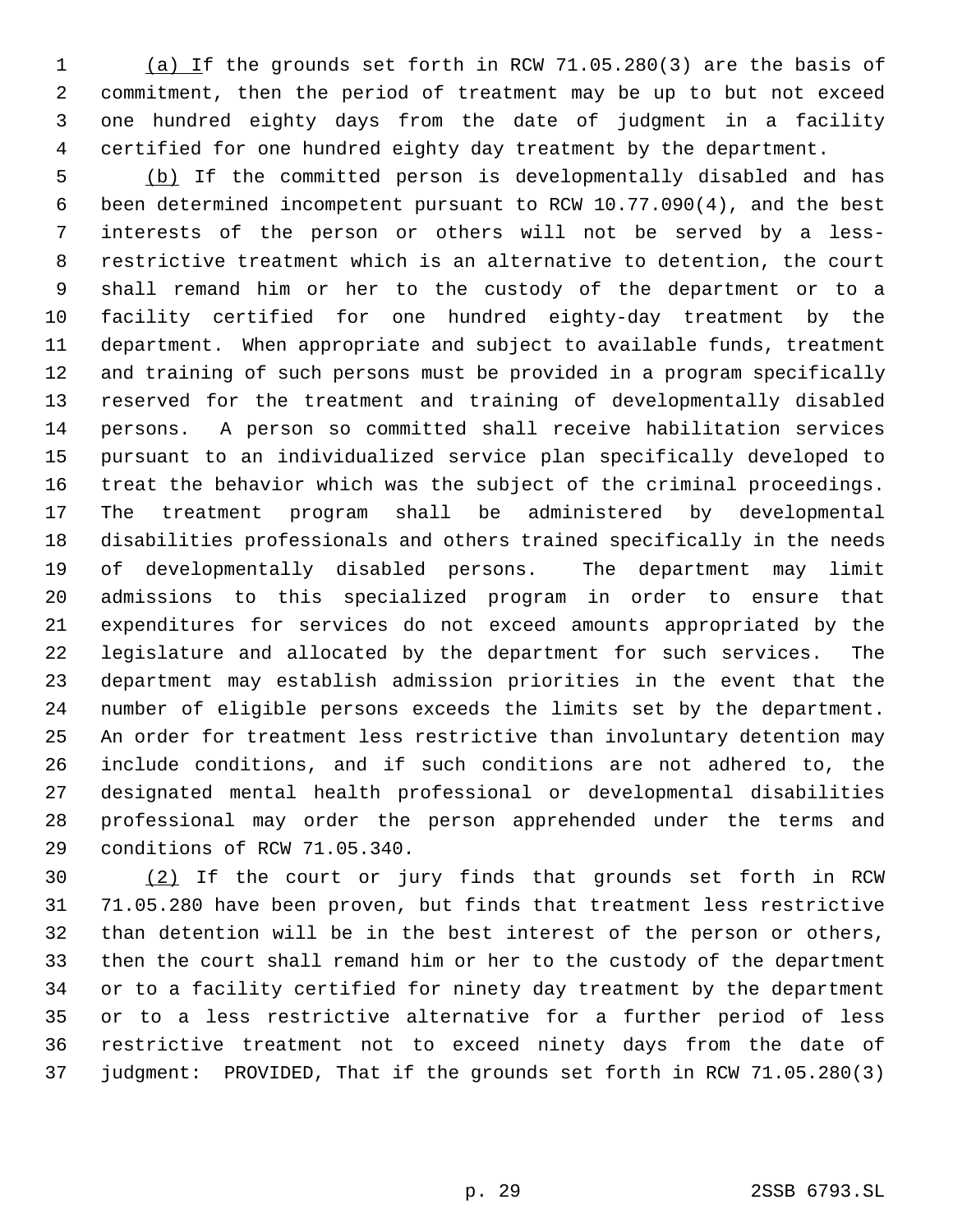(a) If the grounds set forth in RCW 71.05.280(3) are the basis of commitment, then the period of treatment may be up to but not exceed one hundred eighty days from the date of judgment in a facility certified for one hundred eighty day treatment by the department.

(b) If the committed person is developmentally disabled and has been determined incompetent pursuant to RCW 10.77.090(4), and the best interests of the person or others will not be served by a less-restrictive treatment which is an alternative to detention, the court shall remand him or her to the custody of the department or to a facility certified for one hundred eighty-day treatment by the department. When appropriate and subject to available funds, treatment and training of such persons must be provided in a program specifically reserved for the treatment and training of developmentally disabled persons. A person so committed shall receive habilitation services pursuant to an individualized service plan specifically developed to treat the behavior which was the subject of the criminal proceedings. The treatment program shall be administered by developmental disabilities professionals and others trained specifically in the needs of developmentally disabled persons. The department may limit admissions to this specialized program in order to ensure that expenditures for services do not exceed amounts appropriated by the legislature and allocated by the department for such services. The department may establish admission priorities in the event that the number of eligible persons exceeds the limits set by the department. An order for treatment less restrictive than involuntary detention may include conditions, and if such conditions are not adhered to, the designated mental health professional or developmental disabilities professional may order the person apprehended under the terms and conditions of RCW 71.05.340.

(2) If the court or jury finds that grounds set forth in RCW 71.05.280 have been proven, but finds that treatment less restrictive than detention will be in the best interest of the person or others, then the court shall remand him or her to the custody of the department or to a facility certified for ninety day treatment by the department or to a less restrictive alternative for a further period of less restrictive treatment not to exceed ninety days from the date of judgment: PROVIDED, That if the grounds set forth in RCW 71.05.280(3)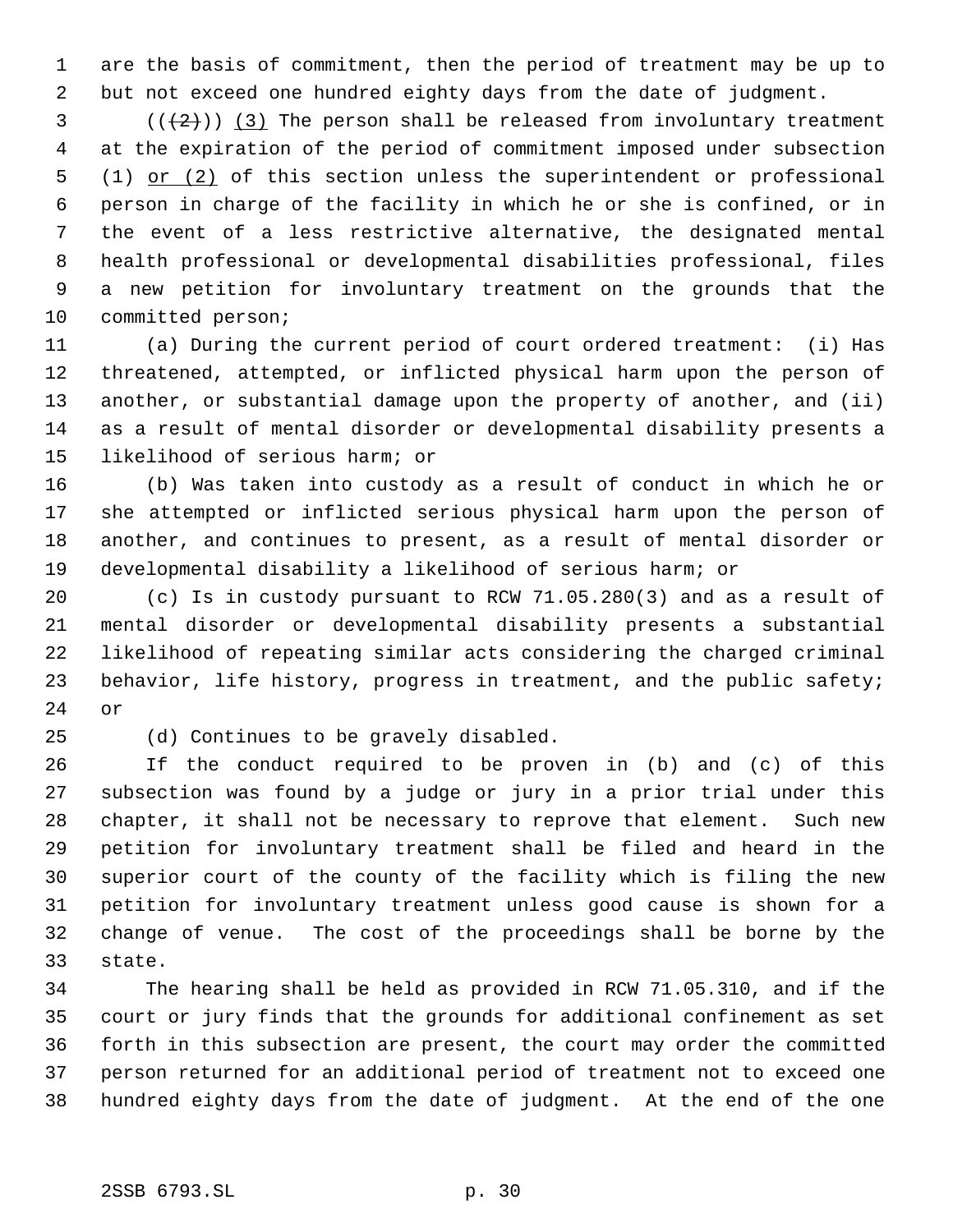are the basis of commitment, then the period of treatment may be up to but not exceed one hundred eighty days from the date of judgment.

(((2))) (3) The person shall be released from involuntary treatment at the expiration of the period of commitment imposed under subsection (1) or (2) of this section unless the superintendent or professional person in charge of the facility in which he or she is confined, or in the event of a less restrictive alternative, the designated mental health professional or developmental disabilities professional, files a new petition for involuntary treatment on the grounds that the committed person;

(a) During the current period of court ordered treatment: (i) Has threatened, attempted, or inflicted physical harm upon the person of another, or substantial damage upon the property of another, and (ii) as a result of mental disorder or developmental disability presents a likelihood of serious harm; or

(b) Was taken into custody as a result of conduct in which he or she attempted or inflicted serious physical harm upon the person of another, and continues to present, as a result of mental disorder or developmental disability a likelihood of serious harm; or

(c) Is in custody pursuant to RCW 71.05.280(3) and as a result of mental disorder or developmental disability presents a substantial likelihood of repeating similar acts considering the charged criminal behavior, life history, progress in treatment, and the public safety; or

(d) Continues to be gravely disabled.

If the conduct required to be proven in (b) and (c) of this subsection was found by a judge or jury in a prior trial under this chapter, it shall not be necessary to reprove that element. Such new petition for involuntary treatment shall be filed and heard in the superior court of the county of the facility which is filing the new petition for involuntary treatment unless good cause is shown for a change of venue. The cost of the proceedings shall be borne by the state.

The hearing shall be held as provided in RCW 71.05.310, and if the court or jury finds that the grounds for additional confinement as set forth in this subsection are present, the court may order the committed person returned for an additional period of treatment not to exceed one hundred eighty days from the date of judgment. At the end of the one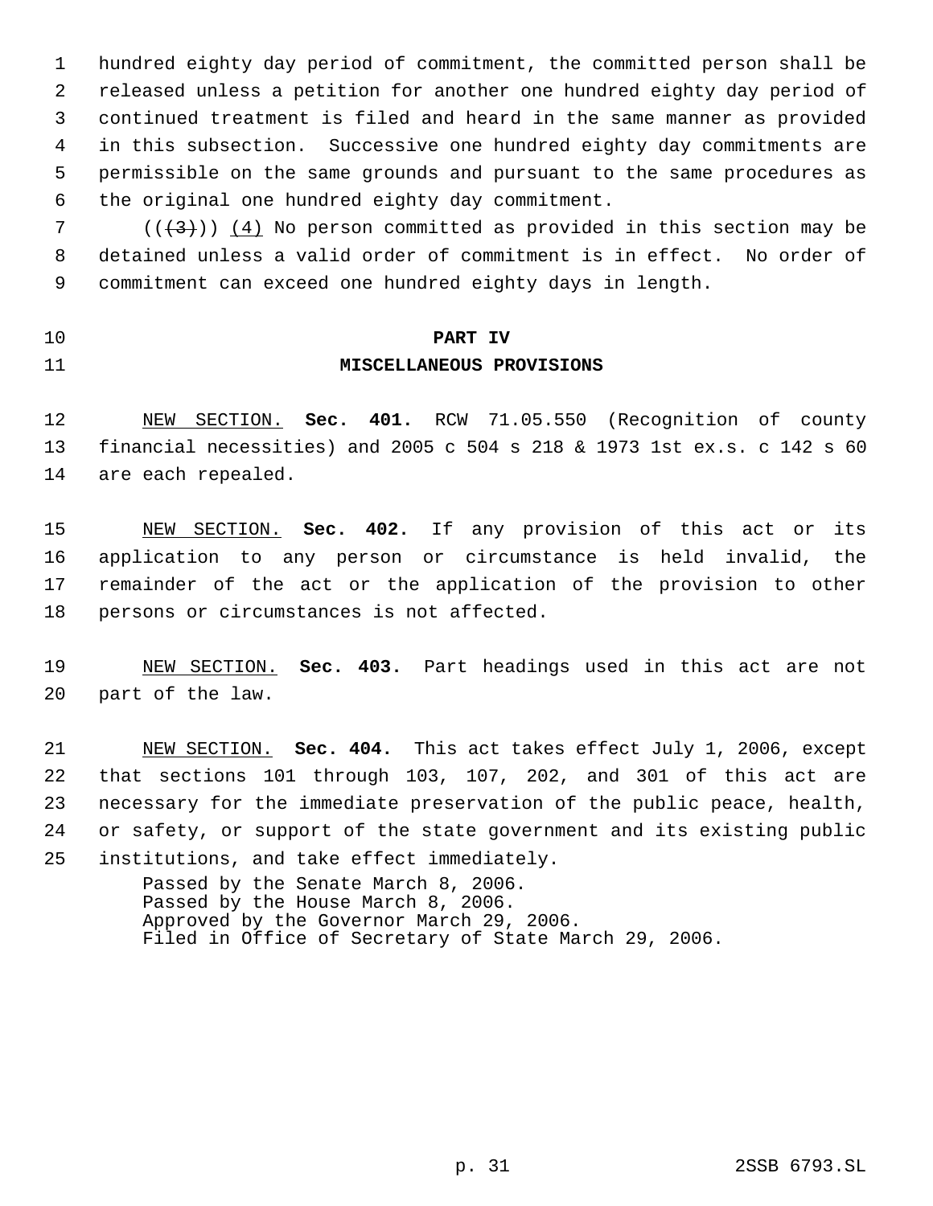hundred eighty day period of commitment, the committed person shall be released unless a petition for another one hundred eighty day period of continued treatment is filed and heard in the same manner as provided in this subsection. Successive one hundred eighty day commitments are permissible on the same grounds and pursuant to the same procedures as the original one hundred eighty day commitment.

(((3))) (4) No person committed as provided in this section may be detained unless a valid order of commitment is in effect. No order of commitment can exceed one hundred eighty days in length.

## PART IV
## MISCELLANEOUS PROVISIONS

NEW SECTION. **Sec. 401.** RCW 71.05.550 (Recognition of county financial necessities) and 2005 c 504 s 218 & 1973 1st ex.s. c 142 s 60 are each repealed.

NEW SECTION. **Sec. 402.** If any provision of this act or its application to any person or circumstance is held invalid, the remainder of the act or the application of the provision to other persons or circumstances is not affected.

NEW SECTION. **Sec. 403.** Part headings used in this act are not part of the law.

NEW SECTION. **Sec. 404.** This act takes effect July 1, 2006, except that sections 101 through 103, 107, 202, and 301 of this act are necessary for the immediate preservation of the public peace, health, or safety, or support of the state government and its existing public institutions, and take effect immediately.

Passed by the Senate March 8, 2006.
Passed by the House March 8, 2006.
Approved by the Governor March 29, 2006.
Filed in Office of Secretary of State March 29, 2006.